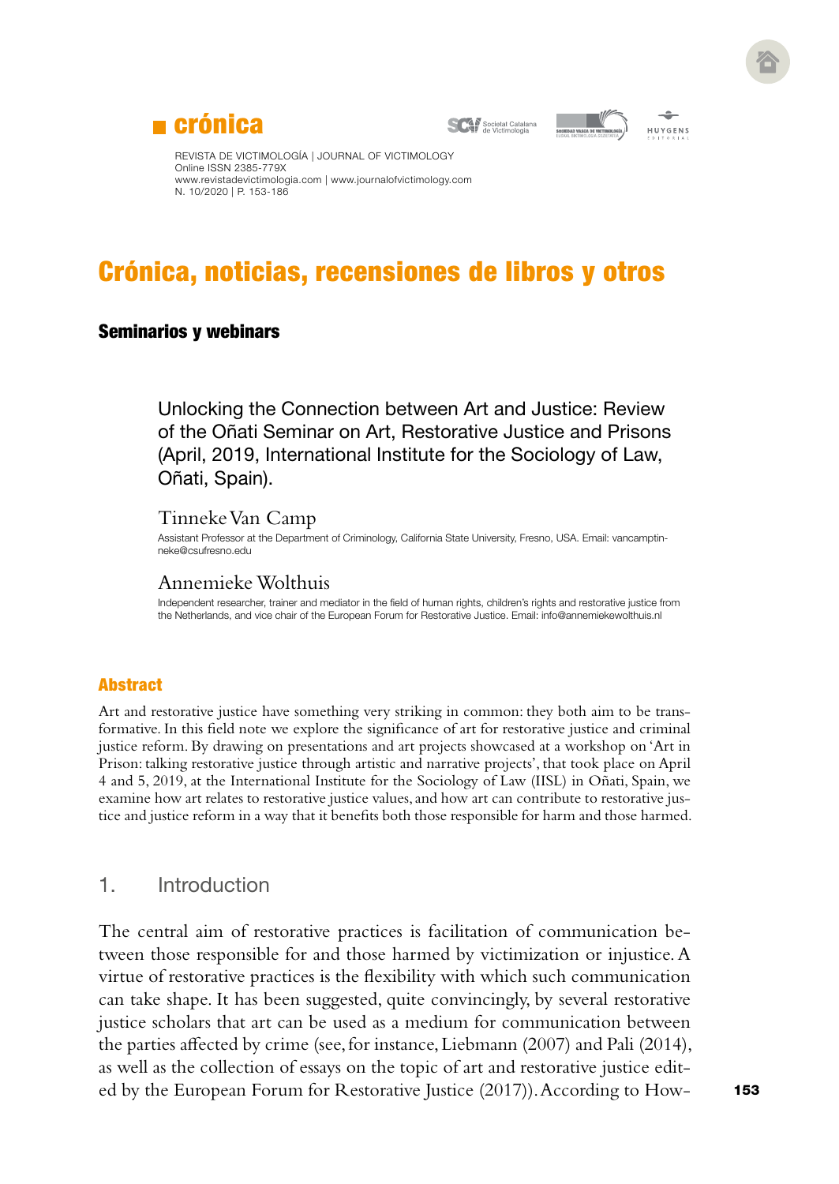# Crónica, noticias, recensiones de libros y otros

## Seminarios y webinars

### Unlocking the Connection between Art and Justice: Review of the Oñati Seminar on Art, Restorative Justice and Prisons (April, 2019, International Institute for the Sociology of Law, Oñati, Spain).

Tinneke Van Camp

Assistant Professor at the Department of Criminology, California State University, Fresno, USA. Email: vancamptinneke@csufresno.edu

Annemieke Wolthuis

Independent researcher, trainer and mediator in the field of human rights, children's rights and restorative justice from the Netherlands, and vice chair of the European Forum for Restorative Justice. Email: info@annemiekewolthuis.nl

#### Abstract

Art and restorative justice have something very striking in common: they both aim to be transformative. In this field note we explore the significance of art for restorative justice and criminal justice reform. By drawing on presentations and art projects showcased at a workshop on 'Art in Prison: talking restorative justice through artistic and narrative projects', that took place on April 4 and 5, 2019, at the International Institute for the Sociology of Law (IISL) in Oñati, Spain, we examine how art relates to restorative justice values, and how art can contribute to restorative justice and justice reform in a way that it benefits both those responsible for harm and those harmed.

## 1. Introduction

The central aim of restorative practices is facilitation of communication between those responsible for and those harmed by victimization or injustice. A virtue of restorative practices is the flexibility with which such communication can take shape. It has been suggested, quite convincingly, by several restorative justice scholars that art can be used as a medium for communication between the parties affected by crime (see, for instance, Liebmann (2007) and Pali (2014), as well as the collection of essays on the topic of art and restorative justice edited by the European Forum for Restorative Justice (2017)). According to How-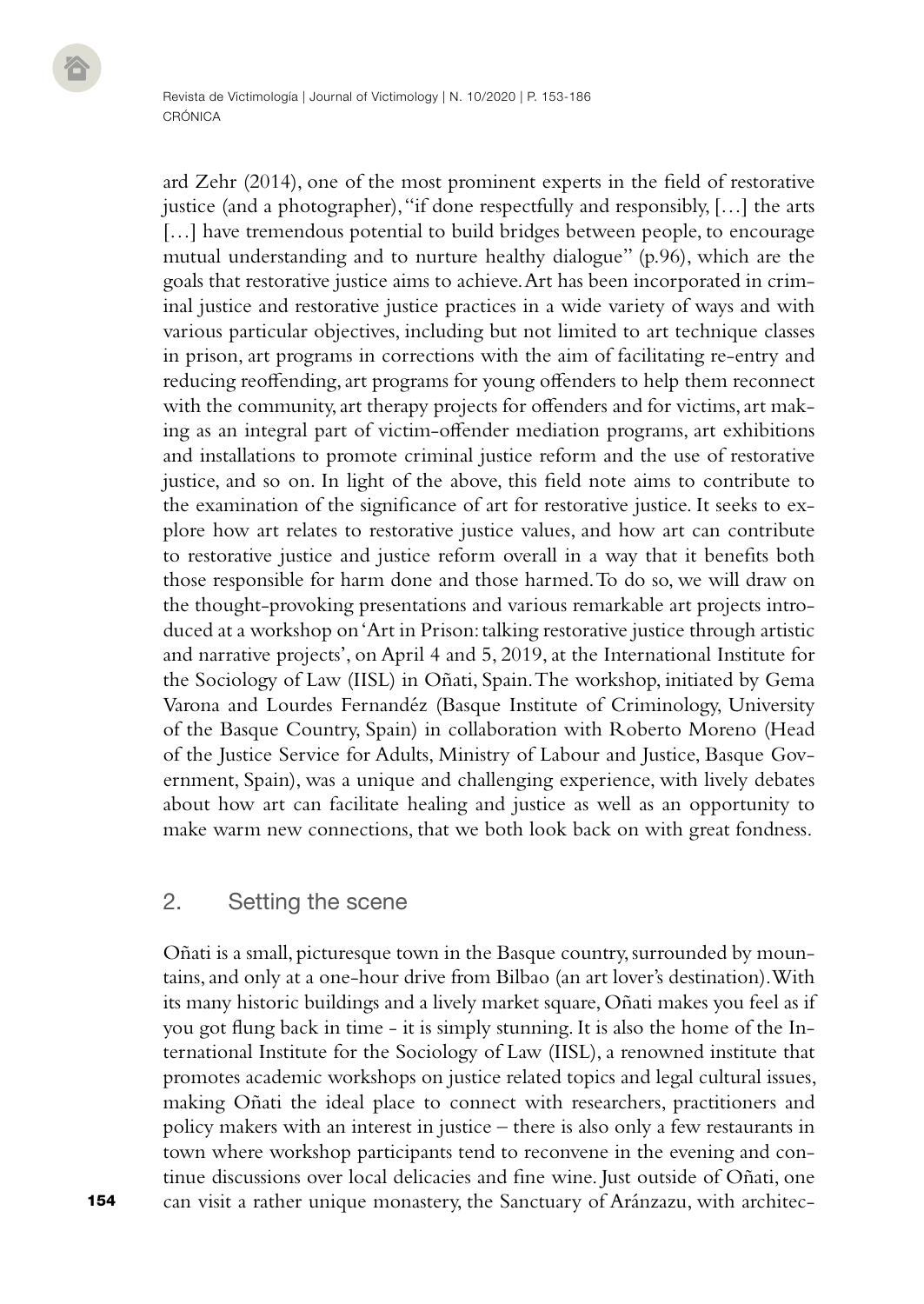ard Zehr (2014), one of the most prominent experts in the field of restorative justice (and a photographer), "if done respectfully and responsibly, […] the arts […] have tremendous potential to build bridges between people, to encourage mutual understanding and to nurture healthy dialogue" (p.96), which are the goals that restorative justice aims to achieve. Art has been incorporated in criminal justice and restorative justice practices in a wide variety of ways and with various particular objectives, including but not limited to art technique classes in prison, art programs in corrections with the aim of facilitating re-entry and reducing reoffending, art programs for young offenders to help them reconnect with the community, art therapy projects for offenders and for victims, art making as an integral part of victim-offender mediation programs, art exhibitions and installations to promote criminal justice reform and the use of restorative justice, and so on. In light of the above, this field note aims to contribute to the examination of the significance of art for restorative justice. It seeks to explore how art relates to restorative justice values, and how art can contribute to restorative justice and justice reform overall in a way that it benefits both those responsible for harm done and those harmed. To do so, we will draw on the thought-provoking presentations and various remarkable art projects introduced at a workshop on 'Art in Prison: talking restorative justice through artistic and narrative projects', on April 4 and 5, 2019, at the International Institute for the Sociology of Law (IISL) in Oñati, Spain. The workshop, initiated by Gema Varona and Lourdes Fernandéz (Basque Institute of Criminology, University of the Basque Country, Spain) in collaboration with Roberto Moreno (Head of the Justice Service for Adults, Ministry of Labour and Justice, Basque Government, Spain), was a unique and challenging experience, with lively debates about how art can facilitate healing and justice as well as an opportunity to make warm new connections, that we both look back on with great fondness.

## 2. Setting the scene

Oñati is a small, picturesque town in the Basque country, surrounded by mountains, and only at a one-hour drive from Bilbao (an art lover's destination). With its many historic buildings and a lively market square, Oñati makes you feel as if you got flung back in time - it is simply stunning. It is also the home of the International Institute for the Sociology of Law (IISL), a renowned institute that promotes academic workshops on justice related topics and legal cultural issues, making Oñati the ideal place to connect with researchers, practitioners and policy makers with an interest in justice – there is also only a few restaurants in town where workshop participants tend to reconvene in the evening and continue discussions over local delicacies and fine wine. Just outside of Oñati, one can visit a rather unique monastery, the Sanctuary of Aránzazu, with architec-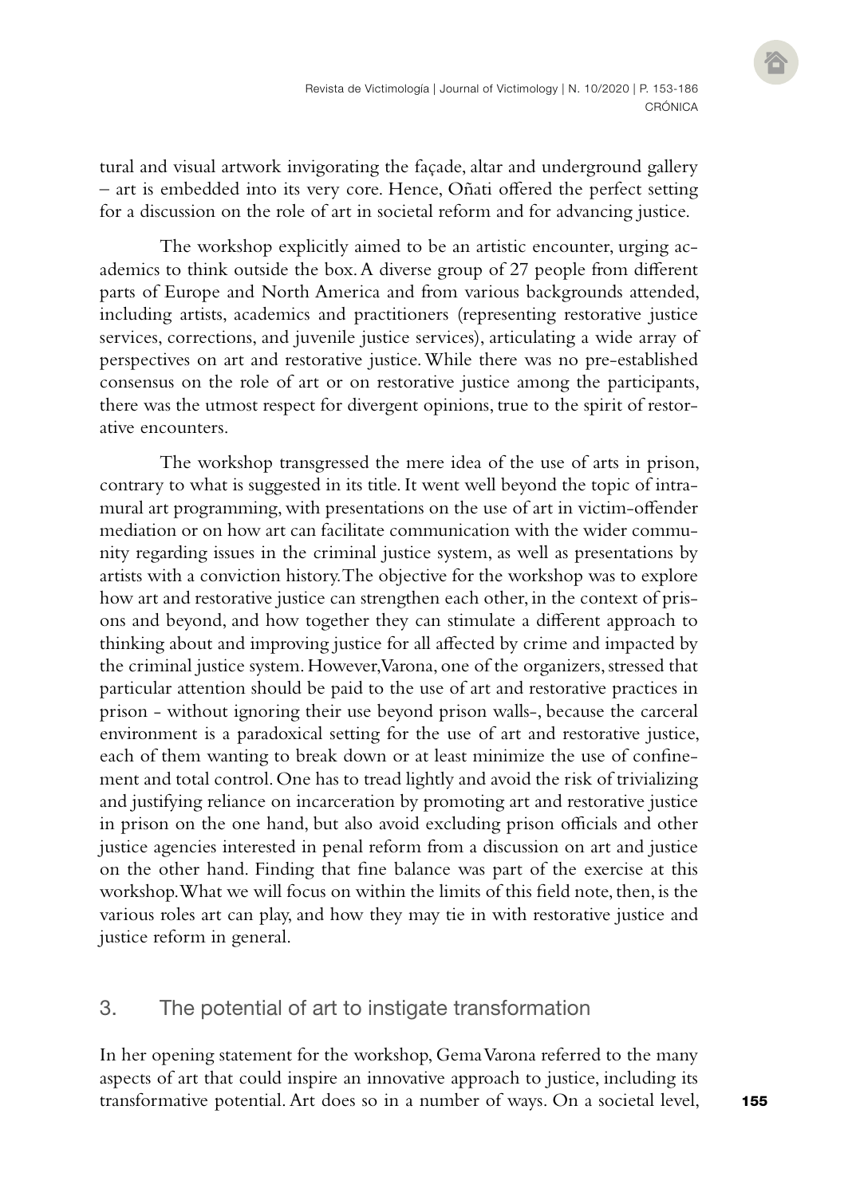tural and visual artwork invigorating the façade, altar and underground gallery – art is embedded into its very core. Hence, Oñati offered the perfect setting for a discussion on the role of art in societal reform and for advancing justice.

The workshop explicitly aimed to be an artistic encounter, urging academics to think outside the box. A diverse group of 27 people from different parts of Europe and North America and from various backgrounds attended, including artists, academics and practitioners (representing restorative justice services, corrections, and juvenile justice services), articulating a wide array of perspectives on art and restorative justice. While there was no pre-established consensus on the role of art or on restorative justice among the participants, there was the utmost respect for divergent opinions, true to the spirit of restorative encounters.

The workshop transgressed the mere idea of the use of arts in prison, contrary to what is suggested in its title. It went well beyond the topic of intramural art programming, with presentations on the use of art in victim-offender mediation or on how art can facilitate communication with the wider community regarding issues in the criminal justice system, as well as presentations by artists with a conviction history. The objective for the workshop was to explore how art and restorative justice can strengthen each other, in the context of prisons and beyond, and how together they can stimulate a different approach to thinking about and improving justice for all affected by crime and impacted by the criminal justice system. However, Varona, one of the organizers, stressed that particular attention should be paid to the use of art and restorative practices in prison - without ignoring their use beyond prison walls-, because the carceral environment is a paradoxical setting for the use of art and restorative justice, each of them wanting to break down or at least minimize the use of confinement and total control. One has to tread lightly and avoid the risk of trivializing and justifying reliance on incarceration by promoting art and restorative justice in prison on the one hand, but also avoid excluding prison officials and other justice agencies interested in penal reform from a discussion on art and justice on the other hand. Finding that fine balance was part of the exercise at this workshop. What we will focus on within the limits of this field note, then, is the various roles art can play, and how they may tie in with restorative justice and justice reform in general.

## 3. The potential of art to instigate transformation

In her opening statement for the workshop, Gema Varona referred to the many aspects of art that could inspire an innovative approach to justice, including its transformative potential. Art does so in a number of ways. On a societal level,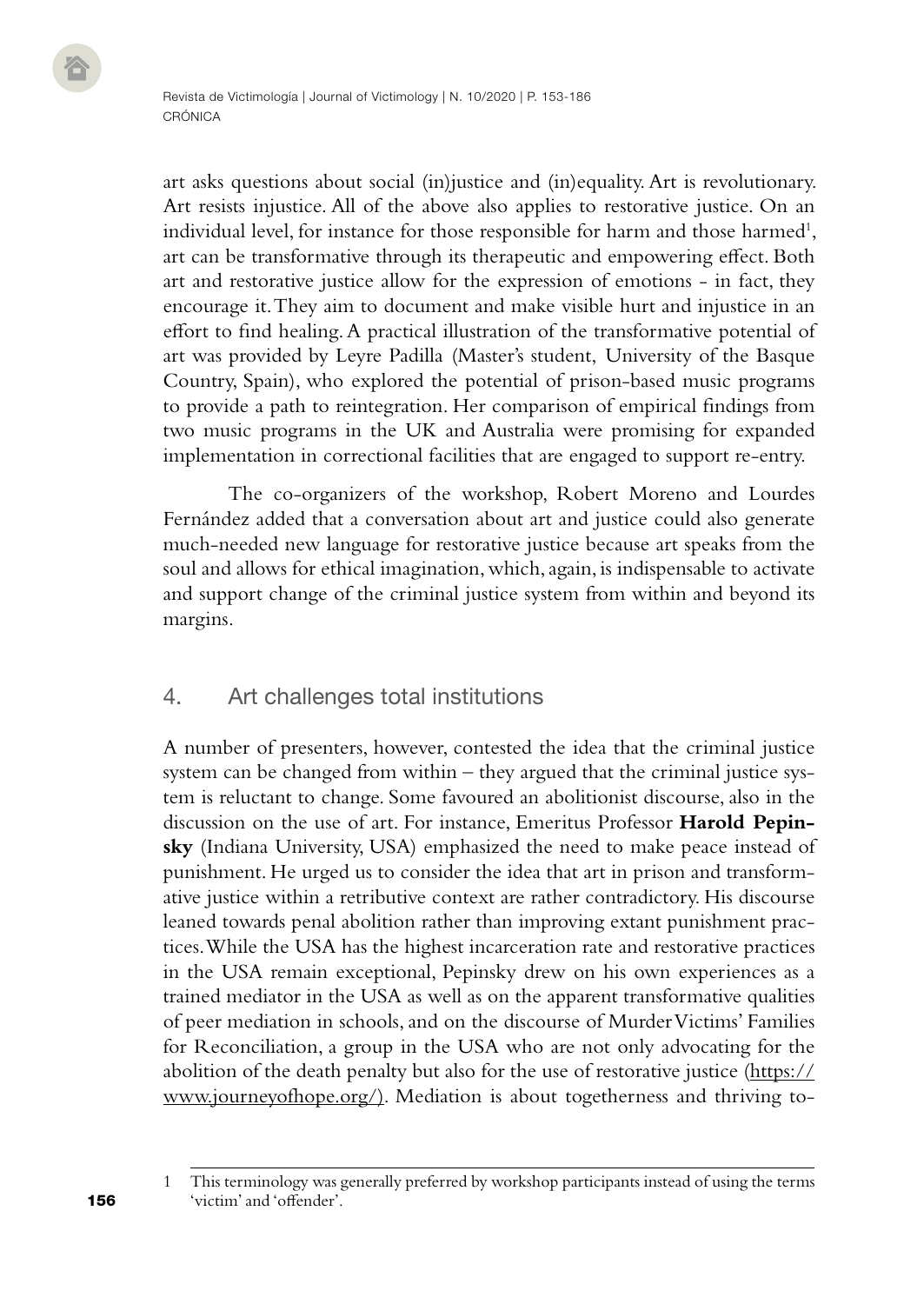art asks questions about social (in)justice and (in)equality. Art is revolutionary. Art resists injustice. All of the above also applies to restorative justice. On an individual level, for instance for those responsible for harm and those harmed[1], art can be transformative through its therapeutic and empowering effect. Both art and restorative justice allow for the expression of emotions - in fact, they encourage it. They aim to document and make visible hurt and injustice in an effort to find healing. A practical illustration of the transformative potential of art was provided by Leyre Padilla (Master's student, University of the Basque Country, Spain), who explored the potential of prison-based music programs to provide a path to reintegration. Her comparison of empirical findings from two music programs in the UK and Australia were promising for expanded implementation in correctional facilities that are engaged to support re-entry.

The co-organizers of the workshop, Robert Moreno and Lourdes Fernández added that a conversation about art and justice could also generate much-needed new language for restorative justice because art speaks from the soul and allows for ethical imagination, which, again, is indispensable to activate and support change of the criminal justice system from within and beyond its margins.

## 4. Art challenges total institutions

A number of presenters, however, contested the idea that the criminal justice system can be changed from within – they argued that the criminal justice system is reluctant to change. Some favoured an abolitionist discourse, also in the discussion on the use of art. For instance, Emeritus Professor **Harold Pepinsky** (Indiana University, USA) emphasized the need to make peace instead of punishment. He urged us to consider the idea that art in prison and transformative justice within a retributive context are rather contradictory. His discourse leaned towards penal abolition rather than improving extant punishment practices. While the USA has the highest incarceration rate and restorative practices in the USA remain exceptional, Pepinsky drew on his own experiences as a trained mediator in the USA as well as on the apparent transformative qualities of peer mediation in schools, and on the discourse of Murder Victims' Families for Reconciliation, a group in the USA who are not only advocating for the abolition of the death penalty but also for the use of restorative justice (https://www.journeyofhope.org/). Mediation is about togetherness and thriving to-

1 This terminology was generally preferred by workshop participants instead of using the terms 'victim' and 'offender'.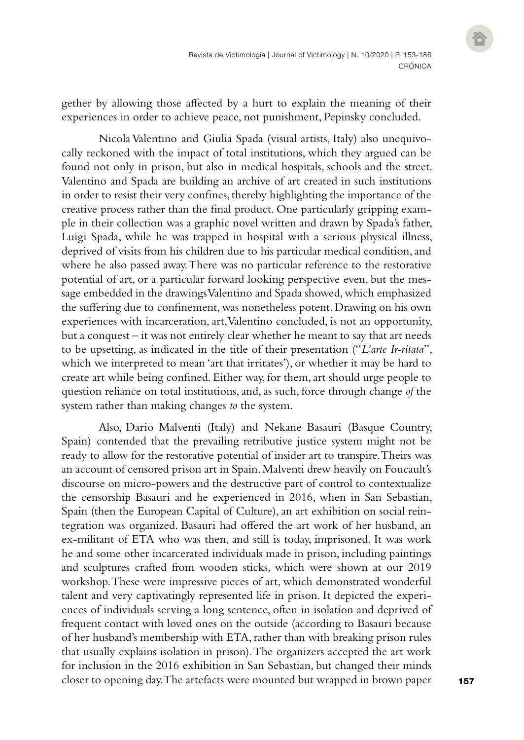gether by allowing those affected by a hurt to explain the meaning of their experiences in order to achieve peace, not punishment, Pepinsky concluded.

Nicola Valentino and Giulia Spada (visual artists, Italy) also unequivocally reckoned with the impact of total institutions, which they argued can be found not only in prison, but also in medical hospitals, schools and the street. Valentino and Spada are building an archive of art created in such institutions in order to resist their very confines, thereby highlighting the importance of the creative process rather than the final product. One particularly gripping example in their collection was a graphic novel written and drawn by Spada's father, Luigi Spada, while he was trapped in hospital with a serious physical illness, deprived of visits from his children due to his particular medical condition, and where he also passed away. There was no particular reference to the restorative potential of art, or a particular forward looking perspective even, but the message embedded in the drawings Valentino and Spada showed, which emphasized the suffering due to confinement, was nonetheless potent. Drawing on his own experiences with incarceration, art, Valentino concluded, is not an opportunity, but a conquest – it was not entirely clear whether he meant to say that art needs to be upsetting, as indicated in the title of their presentation ("*L'arte Ir-ritata*", which we interpreted to mean 'art that irritates'), or whether it may be hard to create art while being confined. Either way, for them, art should urge people to question reliance on total institutions, and, as such, force through change *of* the system rather than making changes *to* the system.

Also, Dario Malventi (Italy) and Nekane Basauri (Basque Country, Spain) contended that the prevailing retributive justice system might not be ready to allow for the restorative potential of insider art to transpire. Theirs was an account of censored prison art in Spain. Malventi drew heavily on Foucault's discourse on micro-powers and the destructive part of control to contextualize the censorship Basauri and he experienced in 2016, when in San Sebastian, Spain (then the European Capital of Culture), an art exhibition on social reintegration was organized. Basauri had offered the art work of her husband, an ex-militant of ETA who was then, and still is today, imprisoned. It was work he and some other incarcerated individuals made in prison, including paintings and sculptures crafted from wooden sticks, which were shown at our 2019 workshop. These were impressive pieces of art, which demonstrated wonderful talent and very captivatingly represented life in prison. It depicted the experiences of individuals serving a long sentence, often in isolation and deprived of frequent contact with loved ones on the outside (according to Basauri because of her husband's membership with ETA, rather than with breaking prison rules that usually explains isolation in prison). The organizers accepted the art work for inclusion in the 2016 exhibition in San Sebastian, but changed their minds closer to opening day. The artefacts were mounted but wrapped in brown paper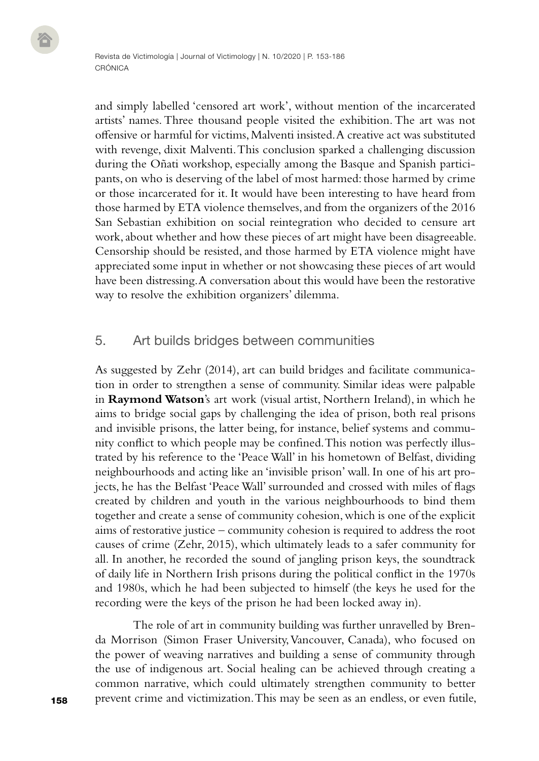and simply labelled 'censored art work', without mention of the incarcerated artists' names. Three thousand people visited the exhibition. The art was not offensive or harmful for victims, Malventi insisted. A creative act was substituted with revenge, dixit Malventi. This conclusion sparked a challenging discussion during the Oñati workshop, especially among the Basque and Spanish participants, on who is deserving of the label of most harmed: those harmed by crime or those incarcerated for it. It would have been interesting to have heard from those harmed by ETA violence themselves, and from the organizers of the 2016 San Sebastian exhibition on social reintegration who decided to censure art work, about whether and how these pieces of art might have been disagreeable. Censorship should be resisted, and those harmed by ETA violence might have appreciated some input in whether or not showcasing these pieces of art would have been distressing. A conversation about this would have been the restorative way to resolve the exhibition organizers' dilemma.

## 5. Art builds bridges between communities

As suggested by Zehr (2014), art can build bridges and facilitate communication in order to strengthen a sense of community. Similar ideas were palpable in **Raymond Watson**'s art work (visual artist, Northern Ireland), in which he aims to bridge social gaps by challenging the idea of prison, both real prisons and invisible prisons, the latter being, for instance, belief systems and community conflict to which people may be confined. This notion was perfectly illustrated by his reference to the 'Peace Wall' in his hometown of Belfast, dividing neighbourhoods and acting like an 'invisible prison' wall. In one of his art projects, he has the Belfast 'Peace Wall' surrounded and crossed with miles of flags created by children and youth in the various neighbourhoods to bind them together and create a sense of community cohesion, which is one of the explicit aims of restorative justice – community cohesion is required to address the root causes of crime (Zehr, 2015), which ultimately leads to a safer community for all. In another, he recorded the sound of jangling prison keys, the soundtrack of daily life in Northern Irish prisons during the political conflict in the 1970s and 1980s, which he had been subjected to himself (the keys he used for the recording were the keys of the prison he had been locked away in).

The role of art in community building was further unravelled by Brenda Morrison (Simon Fraser University, Vancouver, Canada), who focused on the power of weaving narratives and building a sense of community through the use of indigenous art. Social healing can be achieved through creating a common narrative, which could ultimately strengthen community to better prevent crime and victimization. This may be seen as an endless, or even futile,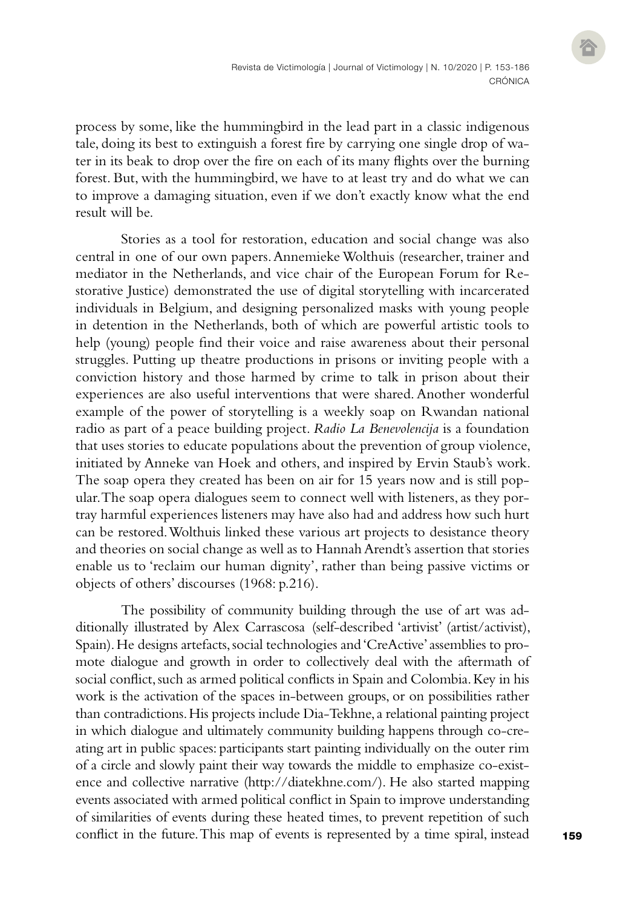process by some, like the hummingbird in the lead part in a classic indigenous tale, doing its best to extinguish a forest fire by carrying one single drop of water in its beak to drop over the fire on each of its many flights over the burning forest. But, with the hummingbird, we have to at least try and do what we can to improve a damaging situation, even if we don't exactly know what the end result will be.

Stories as a tool for restoration, education and social change was also central in one of our own papers. Annemieke Wolthuis (researcher, trainer and mediator in the Netherlands, and vice chair of the European Forum for Restorative Justice) demonstrated the use of digital storytelling with incarcerated individuals in Belgium, and designing personalized masks with young people in detention in the Netherlands, both of which are powerful artistic tools to help (young) people find their voice and raise awareness about their personal struggles. Putting up theatre productions in prisons or inviting people with a conviction history and those harmed by crime to talk in prison about their experiences are also useful interventions that were shared. Another wonderful example of the power of storytelling is a weekly soap on Rwandan national radio as part of a peace building project. *Radio La Benevolencija* is a foundation that uses stories to educate populations about the prevention of group violence, initiated by Anneke van Hoek and others, and inspired by Ervin Staub's work. The soap opera they created has been on air for 15 years now and is still popular. The soap opera dialogues seem to connect well with listeners, as they portray harmful experiences listeners may have also had and address how such hurt can be restored. Wolthuis linked these various art projects to desistance theory and theories on social change as well as to Hannah Arendt's assertion that stories enable us to 'reclaim our human dignity', rather than being passive victims or objects of others' discourses (1968: p.216).

The possibility of community building through the use of art was additionally illustrated by Alex Carrascosa (self-described 'artivist' (artist/activist), Spain). He designs artefacts, social technologies and 'CreActive' assemblies to promote dialogue and growth in order to collectively deal with the aftermath of social conflict, such as armed political conflicts in Spain and Colombia. Key in his work is the activation of the spaces in-between groups, or on possibilities rather than contradictions. His projects include Dia-Tekhne, a relational painting project in which dialogue and ultimately community building happens through co-creating art in public spaces: participants start painting individually on the outer rim of a circle and slowly paint their way towards the middle to emphasize co-existence and collective narrative (http://diatekhne.com/). He also started mapping events associated with armed political conflict in Spain to improve understanding of similarities of events during these heated times, to prevent repetition of such conflict in the future. This map of events is represented by a time spiral, instead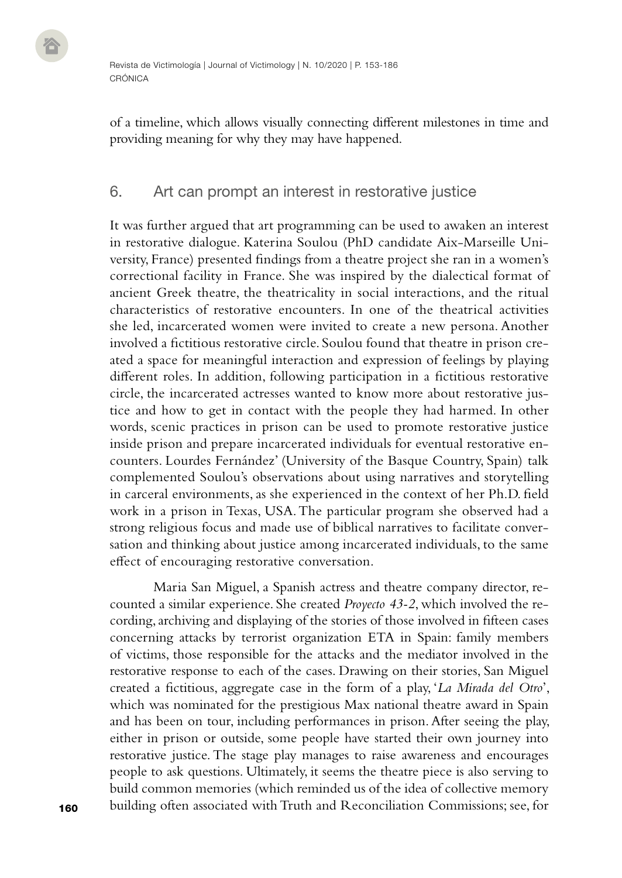of a timeline, which allows visually connecting different milestones in time and providing meaning for why they may have happened.

## 6. Art can prompt an interest in restorative justice

It was further argued that art programming can be used to awaken an interest in restorative dialogue. Katerina Soulou (PhD candidate Aix-Marseille University, France) presented findings from a theatre project she ran in a women's correctional facility in France. She was inspired by the dialectical format of ancient Greek theatre, the theatricality in social interactions, and the ritual characteristics of restorative encounters. In one of the theatrical activities she led, incarcerated women were invited to create a new persona. Another involved a fictitious restorative circle. Soulou found that theatre in prison created a space for meaningful interaction and expression of feelings by playing different roles. In addition, following participation in a fictitious restorative circle, the incarcerated actresses wanted to know more about restorative justice and how to get in contact with the people they had harmed. In other words, scenic practices in prison can be used to promote restorative justice inside prison and prepare incarcerated individuals for eventual restorative encounters. Lourdes Fernández' (University of the Basque Country, Spain) talk complemented Soulou's observations about using narratives and storytelling in carceral environments, as she experienced in the context of her Ph.D. field work in a prison in Texas, USA. The particular program she observed had a strong religious focus and made use of biblical narratives to facilitate conversation and thinking about justice among incarcerated individuals, to the same effect of encouraging restorative conversation.

Maria San Miguel, a Spanish actress and theatre company director, recounted a similar experience. She created *Proyecto 43-2*, which involved the recording, archiving and displaying of the stories of those involved in fifteen cases concerning attacks by terrorist organization ETA in Spain: family members of victims, those responsible for the attacks and the mediator involved in the restorative response to each of the cases. Drawing on their stories, San Miguel created a fictitious, aggregate case in the form of a play, '*La Mirada del Otro*', which was nominated for the prestigious Max national theatre award in Spain and has been on tour, including performances in prison. After seeing the play, either in prison or outside, some people have started their own journey into restorative justice. The stage play manages to raise awareness and encourages people to ask questions. Ultimately, it seems the theatre piece is also serving to build common memories (which reminded us of the idea of collective memory building often associated with Truth and Reconciliation Commissions; see, for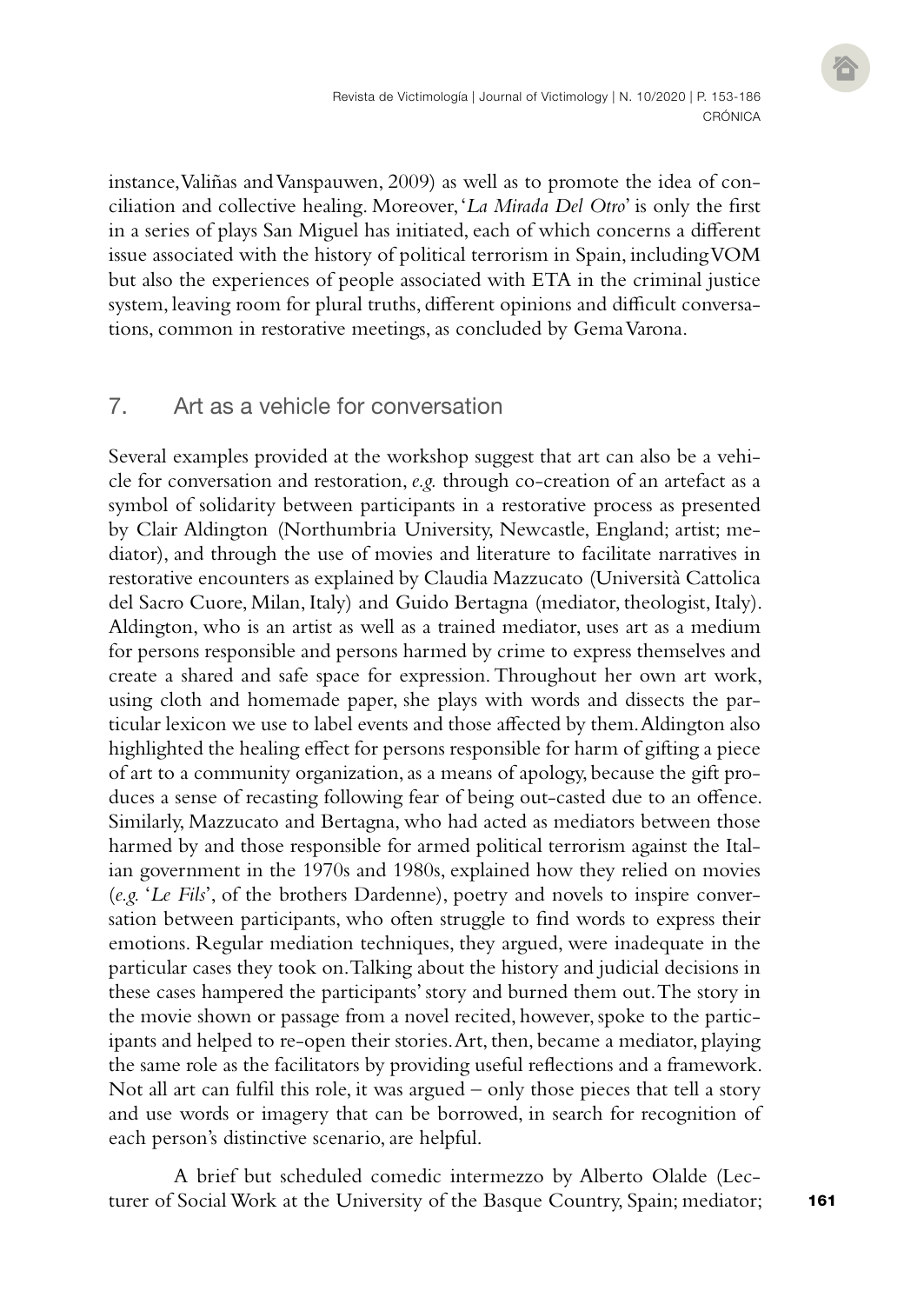instance, Valiñas and Vanspauwen, 2009) as well as to promote the idea of conciliation and collective healing. Moreover, '*La Mirada Del Otro*' is only the first in a series of plays San Miguel has initiated, each of which concerns a different issue associated with the history of political terrorism in Spain, including VOM but also the experiences of people associated with ETA in the criminal justice system, leaving room for plural truths, different opinions and difficult conversations, common in restorative meetings, as concluded by Gema Varona.

## 7. Art as a vehicle for conversation

Several examples provided at the workshop suggest that art can also be a vehicle for conversation and restoration, *e.g.* through co-creation of an artefact as a symbol of solidarity between participants in a restorative process as presented by Clair Aldington (Northumbria University, Newcastle, England; artist; mediator), and through the use of movies and literature to facilitate narratives in restorative encounters as explained by Claudia Mazzucato (Università Cattolica del Sacro Cuore, Milan, Italy) and Guido Bertagna (mediator, theologist, Italy). Aldington, who is an artist as well as a trained mediator, uses art as a medium for persons responsible and persons harmed by crime to express themselves and create a shared and safe space for expression. Throughout her own art work, using cloth and homemade paper, she plays with words and dissects the particular lexicon we use to label events and those affected by them. Aldington also highlighted the healing effect for persons responsible for harm of gifting a piece of art to a community organization, as a means of apology, because the gift produces a sense of recasting following fear of being out-casted due to an offence. Similarly, Mazzucato and Bertagna, who had acted as mediators between those harmed by and those responsible for armed political terrorism against the Italian government in the 1970s and 1980s, explained how they relied on movies (*e.g.* '*Le Fils*', of the brothers Dardenne), poetry and novels to inspire conversation between participants, who often struggle to find words to express their emotions. Regular mediation techniques, they argued, were inadequate in the particular cases they took on. Talking about the history and judicial decisions in these cases hampered the participants' story and burned them out. The story in the movie shown or passage from a novel recited, however, spoke to the participants and helped to re-open their stories. Art, then, became a mediator, playing the same role as the facilitators by providing useful reflections and a framework. Not all art can fulfil this role, it was argued – only those pieces that tell a story and use words or imagery that can be borrowed, in search for recognition of each person's distinctive scenario, are helpful.

A brief but scheduled comedic intermezzo by Alberto Olalde (Lecturer of Social Work at the University of the Basque Country, Spain; mediator;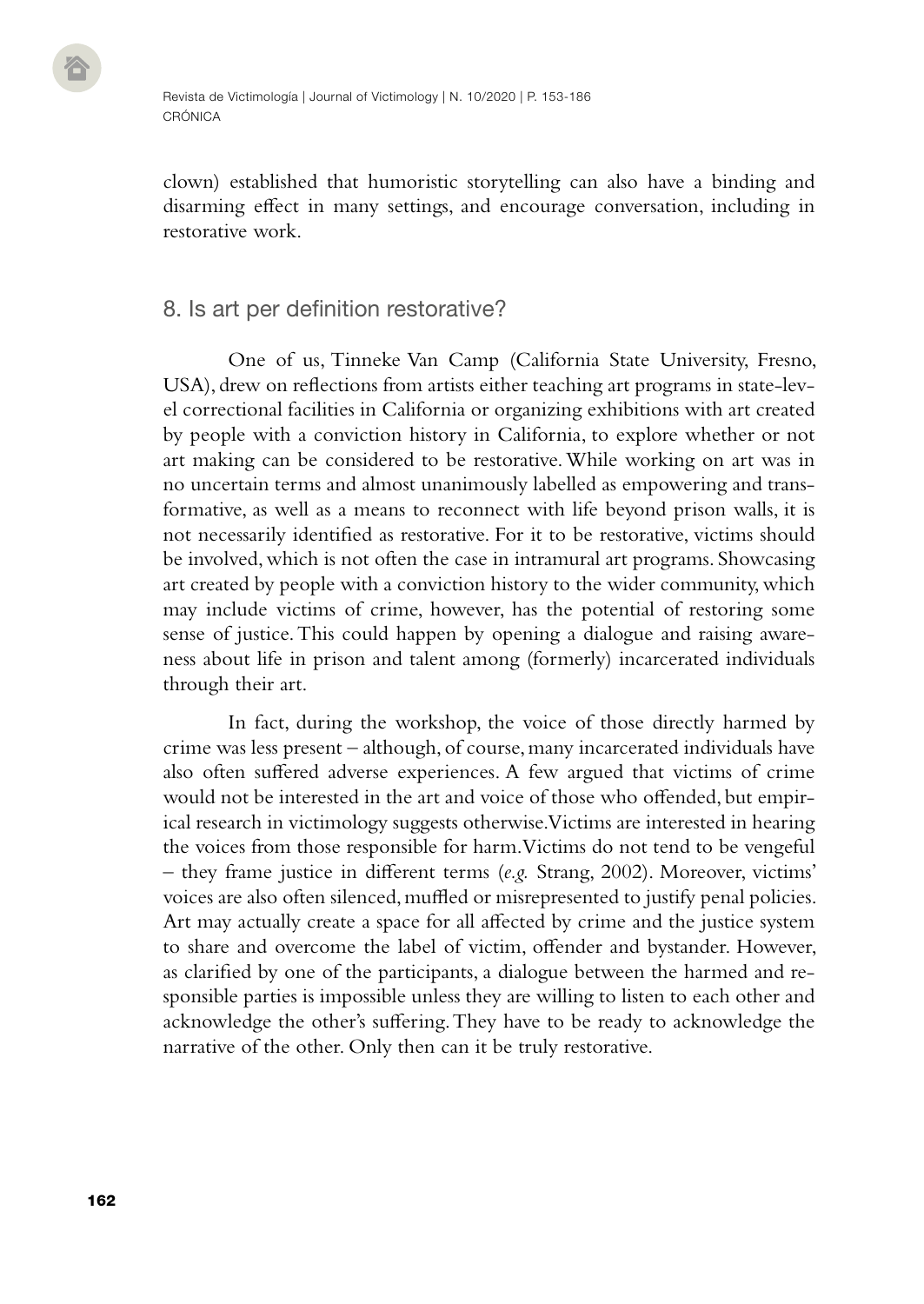clown) established that humoristic storytelling can also have a binding and disarming effect in many settings, and encourage conversation, including in restorative work.

## 8. Is art per definition restorative?

One of us, Tinneke Van Camp (California State University, Fresno, USA), drew on reflections from artists either teaching art programs in state-level correctional facilities in California or organizing exhibitions with art created by people with a conviction history in California, to explore whether or not art making can be considered to be restorative. While working on art was in no uncertain terms and almost unanimously labelled as empowering and transformative, as well as a means to reconnect with life beyond prison walls, it is not necessarily identified as restorative. For it to be restorative, victims should be involved, which is not often the case in intramural art programs. Showcasing art created by people with a conviction history to the wider community, which may include victims of crime, however, has the potential of restoring some sense of justice. This could happen by opening a dialogue and raising awareness about life in prison and talent among (formerly) incarcerated individuals through their art.

In fact, during the workshop, the voice of those directly harmed by crime was less present – although, of course, many incarcerated individuals have also often suffered adverse experiences. A few argued that victims of crime would not be interested in the art and voice of those who offended, but empirical research in victimology suggests otherwise. Victims are interested in hearing the voices from those responsible for harm. Victims do not tend to be vengeful – they frame justice in different terms (*e.g.* Strang, 2002). Moreover, victims' voices are also often silenced, muffled or misrepresented to justify penal policies. Art may actually create a space for all affected by crime and the justice system to share and overcome the label of victim, offender and bystander. However, as clarified by one of the participants, a dialogue between the harmed and responsible parties is impossible unless they are willing to listen to each other and acknowledge the other's suffering. They have to be ready to acknowledge the narrative of the other. Only then can it be truly restorative.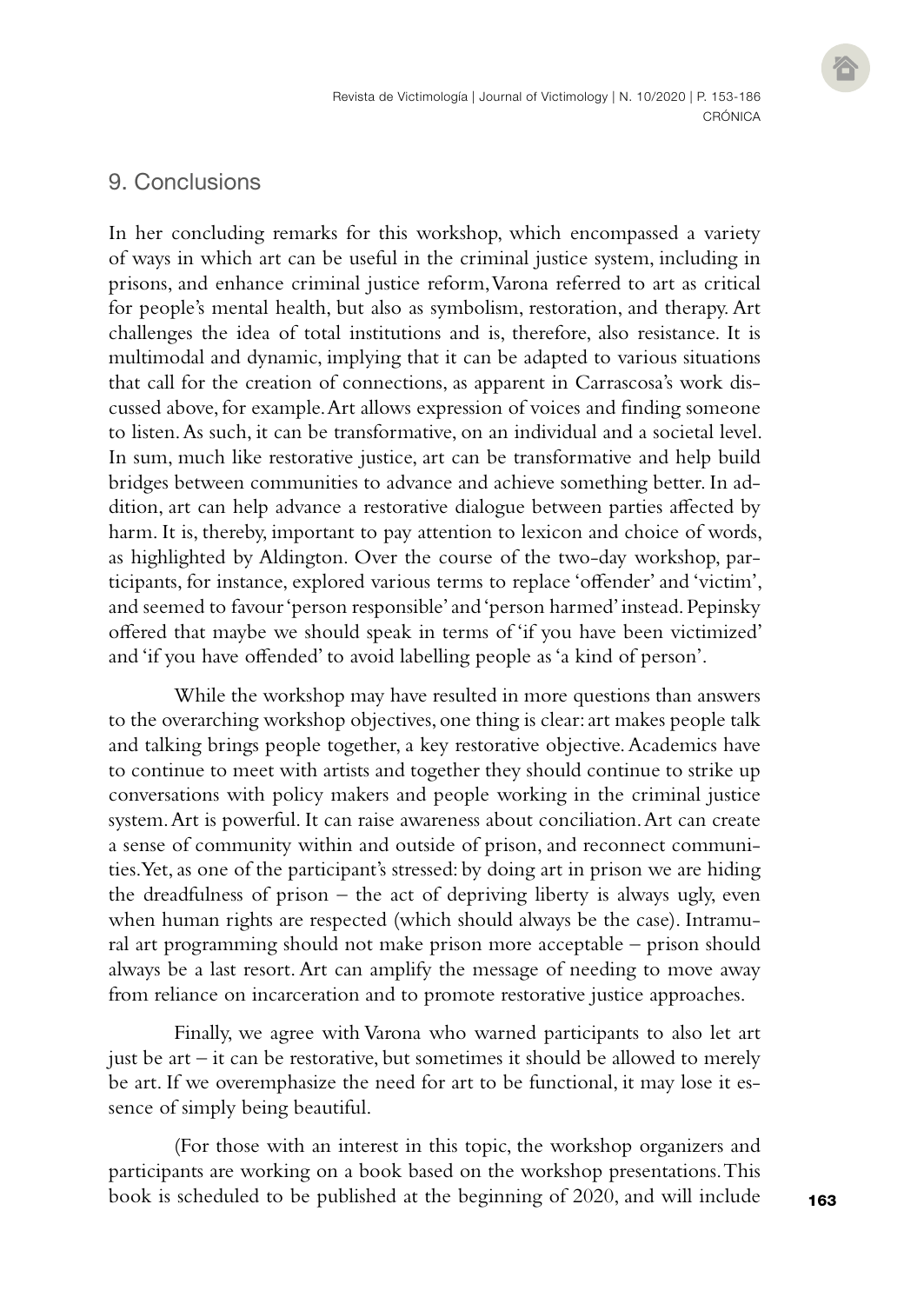## 9. Conclusions

In her concluding remarks for this workshop, which encompassed a variety of ways in which art can be useful in the criminal justice system, including in prisons, and enhance criminal justice reform, Varona referred to art as critical for people's mental health, but also as symbolism, restoration, and therapy. Art challenges the idea of total institutions and is, therefore, also resistance. It is multimodal and dynamic, implying that it can be adapted to various situations that call for the creation of connections, as apparent in Carrascosa's work discussed above, for example. Art allows expression of voices and finding someone to listen. As such, it can be transformative, on an individual and a societal level. In sum, much like restorative justice, art can be transformative and help build bridges between communities to advance and achieve something better. In addition, art can help advance a restorative dialogue between parties affected by harm. It is, thereby, important to pay attention to lexicon and choice of words, as highlighted by Aldington. Over the course of the two-day workshop, participants, for instance, explored various terms to replace 'offender' and 'victim', and seemed to favour 'person responsible' and 'person harmed' instead. Pepinsky offered that maybe we should speak in terms of 'if you have been victimized' and 'if you have offended' to avoid labelling people as 'a kind of person'.

While the workshop may have resulted in more questions than answers to the overarching workshop objectives, one thing is clear: art makes people talk and talking brings people together, a key restorative objective. Academics have to continue to meet with artists and together they should continue to strike up conversations with policy makers and people working in the criminal justice system. Art is powerful. It can raise awareness about conciliation. Art can create a sense of community within and outside of prison, and reconnect communities. Yet, as one of the participant's stressed: by doing art in prison we are hiding the dreadfulness of prison – the act of depriving liberty is always ugly, even when human rights are respected (which should always be the case). Intramural art programming should not make prison more acceptable – prison should always be a last resort. Art can amplify the message of needing to move away from reliance on incarceration and to promote restorative justice approaches.

Finally, we agree with Varona who warned participants to also let art just be art – it can be restorative, but sometimes it should be allowed to merely be art. If we overemphasize the need for art to be functional, it may lose it essence of simply being beautiful.

(For those with an interest in this topic, the workshop organizers and participants are working on a book based on the workshop presentations. This book is scheduled to be published at the beginning of 2020, and will include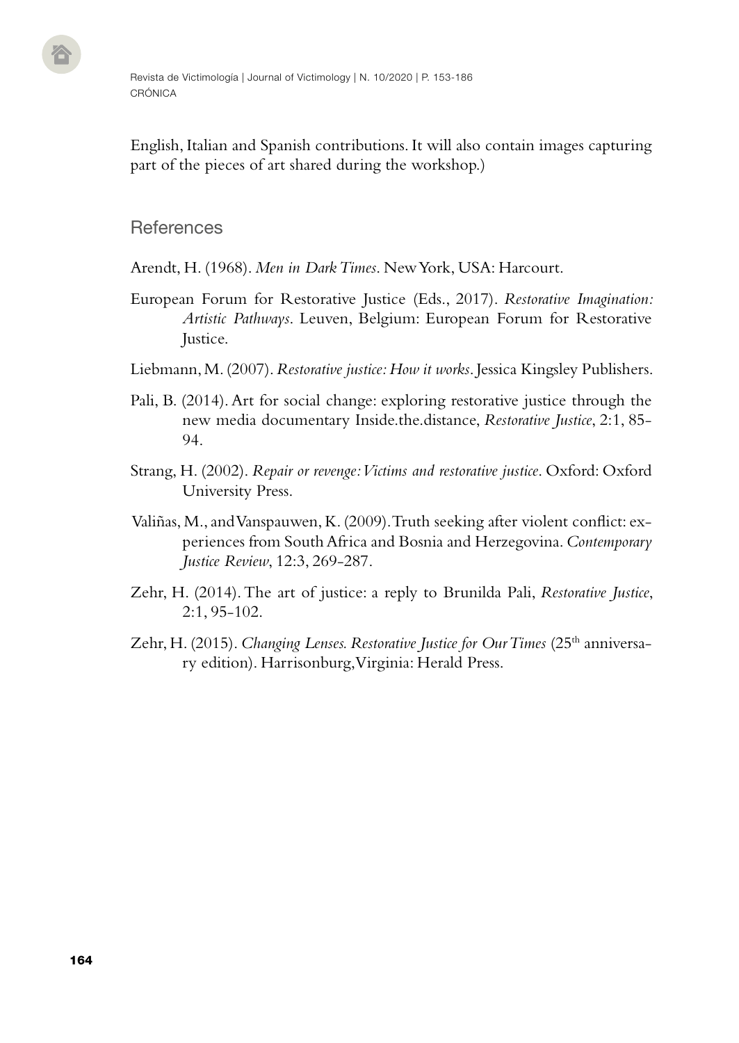English, Italian and Spanish contributions. It will also contain images capturing part of the pieces of art shared during the workshop.)

## References

Arendt, H. (1968). *Men in Dark Times*. New York, USA: Harcourt.

European Forum for Restorative Justice (Eds., 2017). *Restorative Imagination: Artistic Pathways*. Leuven, Belgium: European Forum for Restorative Justice.

Liebmann, M. (2007). *Restorative justice: How it works*. Jessica Kingsley Publishers.

Pali, B. (2014). Art for social change: exploring restorative justice through the new media documentary Inside.the.distance, *Restorative Justice*, 2:1, 85-94.

Strang, H. (2002). *Repair or revenge: Victims and restorative justice*. Oxford: Oxford University Press.

Valiñas, M., and Vanspauwen, K. (2009). Truth seeking after violent conflict: experiences from South Africa and Bosnia and Herzegovina. *Contemporary Justice Review*, 12:3, 269-287.

Zehr, H. (2014). The art of justice: a reply to Brunilda Pali, *Restorative Justice*, 2:1, 95-102.

Zehr, H. (2015). *Changing Lenses. Restorative Justice for Our Times* (25th anniversary edition). Harrisonburg, Virginia: Herald Press.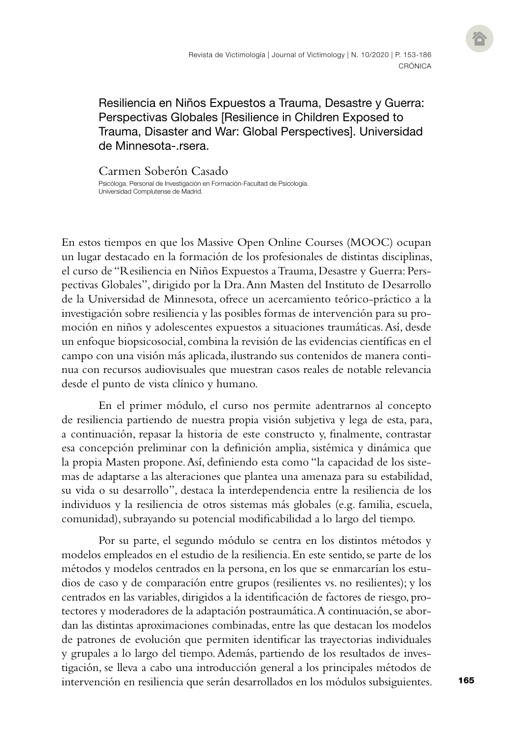## Resiliencia en Niños Expuestos a Trauma, Desastre y Guerra: Perspectivas Globales [Resilience in Children Exposed to Trauma, Disaster and War: Global Perspectives]. Universidad de Minnesota-.rsera.

Carmen Soberón Casado

Psicóloga. Personal de Investigación en Formación-Facultad de Psicología.
Universidad Complutense de Madrid.

En estos tiempos en que los Massive Open Online Courses (MOOC) ocupan un lugar destacado en la formación de los profesionales de distintas disciplinas, el curso de "Resiliencia en Niños Expuestos a Trauma, Desastre y Guerra: Perspectivas Globales", dirigido por la Dra. Ann Masten del Instituto de Desarrollo de la Universidad de Minnesota, ofrece un acercamiento teórico-práctico a la investigación sobre resiliencia y las posibles formas de intervención para su promoción en niños y adolescentes expuestos a situaciones traumáticas. Así, desde un enfoque biopsicosocial, combina la revisión de las evidencias científicas en el campo con una visión más aplicada, ilustrando sus contenidos de manera continua con recursos audiovisuales que muestran casos reales de notable relevancia desde el punto de vista clínico y humano.

En el primer módulo, el curso nos permite adentrarnos al concepto de resiliencia partiendo de nuestra propia visión subjetiva y lega de esta, para, a continuación, repasar la historia de este constructo y, finalmente, contrastar esa concepción preliminar con la definición amplia, sistémica y dinámica que la propia Masten propone. Así, definiendo esta como "la capacidad de los sistemas de adaptarse a las alteraciones que plantea una amenaza para su estabilidad, su vida o su desarrollo", destaca la interdependencia entre la resiliencia de los individuos y la resiliencia de otros sistemas más globales (e.g. familia, escuela, comunidad), subrayando su potencial modificabilidad a lo largo del tiempo.

Por su parte, el segundo módulo se centra en los distintos métodos y modelos empleados en el estudio de la resiliencia. En este sentido, se parte de los métodos y modelos centrados en la persona, en los que se enmarcarían los estudios de caso y de comparación entre grupos (resilientes vs. no resilientes); y los centrados en las variables, dirigidos a la identificación de factores de riesgo, protectores y moderadores de la adaptación postraumática. A continuación, se abordan las distintas aproximaciones combinadas, entre las que destacan los modelos de patrones de evolución que permiten identificar las trayectorias individuales y grupales a lo largo del tiempo. Además, partiendo de los resultados de investigación, se lleva a cabo una introducción general a los principales métodos de intervención en resiliencia que serán desarrollados en los módulos subsiguientes.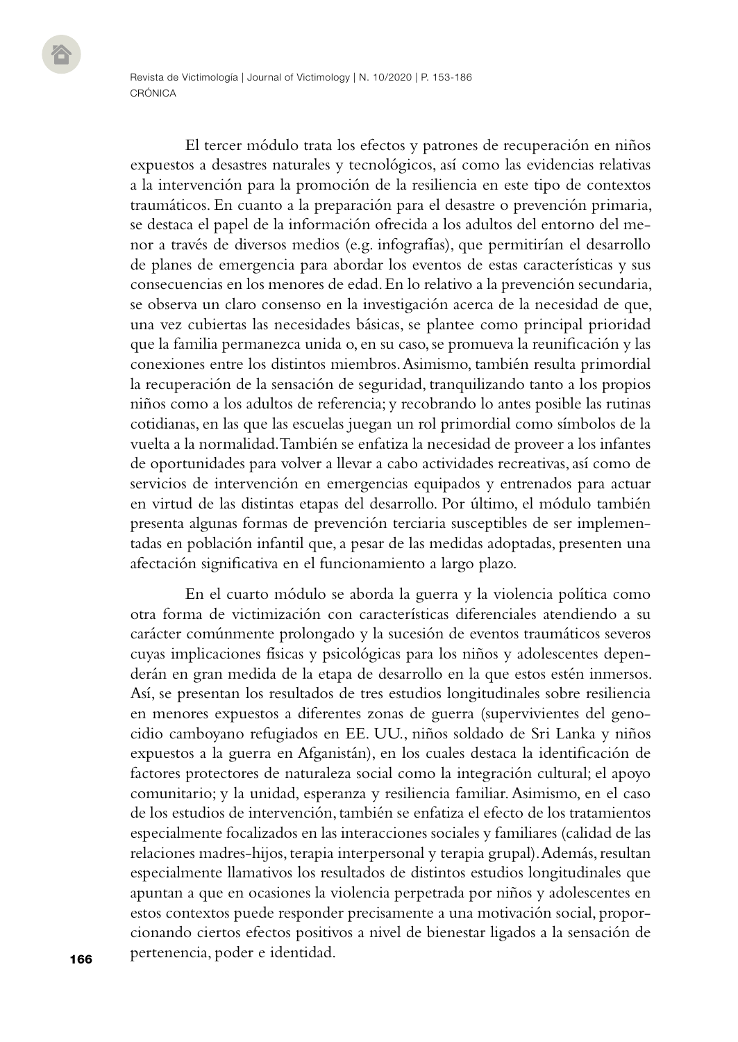El tercer módulo trata los efectos y patrones de recuperación en niños expuestos a desastres naturales y tecnológicos, así como las evidencias relativas a la intervención para la promoción de la resiliencia en este tipo de contextos traumáticos. En cuanto a la preparación para el desastre o prevención primaria, se destaca el papel de la información ofrecida a los adultos del entorno del menor a través de diversos medios (e.g. infografías), que permitirían el desarrollo de planes de emergencia para abordar los eventos de estas características y sus consecuencias en los menores de edad. En lo relativo a la prevención secundaria, se observa un claro consenso en la investigación acerca de la necesidad de que, una vez cubiertas las necesidades básicas, se plantee como principal prioridad que la familia permanezca unida o, en su caso, se promueva la reunificación y las conexiones entre los distintos miembros. Asimismo, también resulta primordial la recuperación de la sensación de seguridad, tranquilizando tanto a los propios niños como a los adultos de referencia; y recobrando lo antes posible las rutinas cotidianas, en las que las escuelas juegan un rol primordial como símbolos de la vuelta a la normalidad. También se enfatiza la necesidad de proveer a los infantes de oportunidades para volver a llevar a cabo actividades recreativas, así como de servicios de intervención en emergencias equipados y entrenados para actuar en virtud de las distintas etapas del desarrollo. Por último, el módulo también presenta algunas formas de prevención terciaria susceptibles de ser implementadas en población infantil que, a pesar de las medidas adoptadas, presenten una afectación significativa en el funcionamiento a largo plazo.

En el cuarto módulo se aborda la guerra y la violencia política como otra forma de victimización con características diferenciales atendiendo a su carácter comúnmente prolongado y la sucesión de eventos traumáticos severos cuyas implicaciones físicas y psicológicas para los niños y adolescentes dependerán en gran medida de la etapa de desarrollo en la que estos estén inmersos. Así, se presentan los resultados de tres estudios longitudinales sobre resiliencia en menores expuestos a diferentes zonas de guerra (supervivientes del genocidio camboyano refugiados en EE. UU., niños soldado de Sri Lanka y niños expuestos a la guerra en Afganistán), en los cuales destaca la identificación de factores protectores de naturaleza social como la integración cultural; el apoyo comunitario; y la unidad, esperanza y resiliencia familiar. Asimismo, en el caso de los estudios de intervención, también se enfatiza el efecto de los tratamientos especialmente focalizados en las interacciones sociales y familiares (calidad de las relaciones madres-hijos, terapia interpersonal y terapia grupal). Además, resultan especialmente llamativos los resultados de distintos estudios longitudinales que apuntan a que en ocasiones la violencia perpetrada por niños y adolescentes en estos contextos puede responder precisamente a una motivación social, proporcionando ciertos efectos positivos a nivel de bienestar ligados a la sensación de pertenencia, poder e identidad.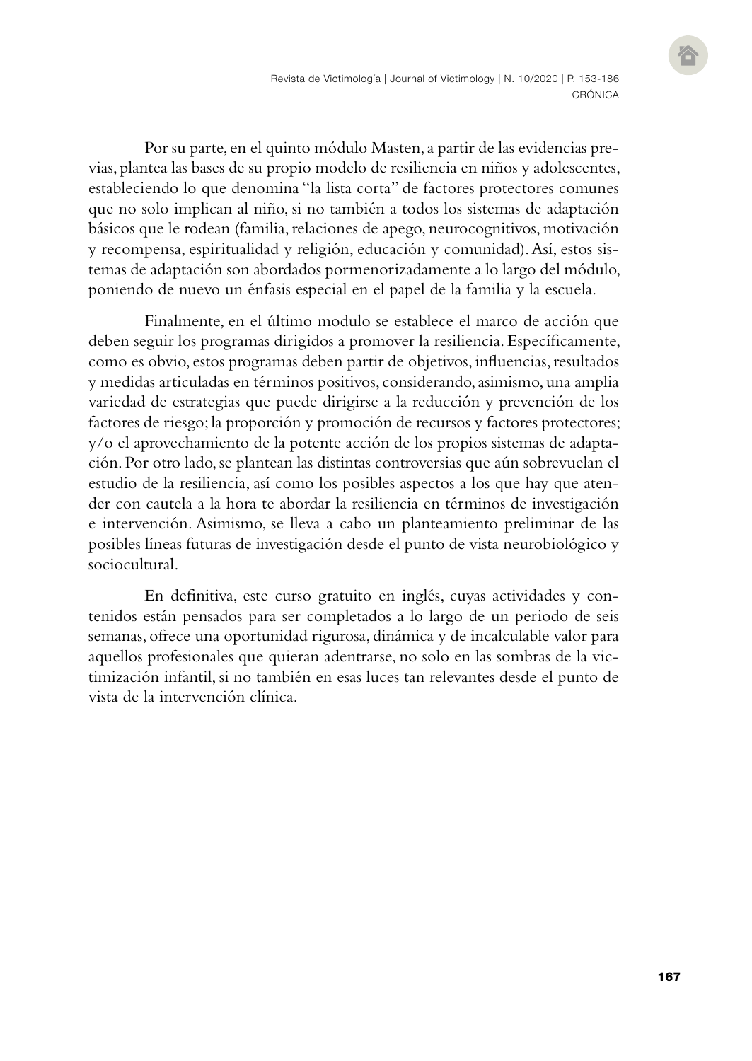Por su parte, en el quinto módulo Masten, a partir de las evidencias previas, plantea las bases de su propio modelo de resiliencia en niños y adolescentes, estableciendo lo que denomina "la lista corta" de factores protectores comunes que no solo implican al niño, si no también a todos los sistemas de adaptación básicos que le rodean (familia, relaciones de apego, neurocognitivos, motivación y recompensa, espiritualidad y religión, educación y comunidad). Así, estos sistemas de adaptación son abordados pormenorizadamente a lo largo del módulo, poniendo de nuevo un énfasis especial en el papel de la familia y la escuela.

Finalmente, en el último modulo se establece el marco de acción que deben seguir los programas dirigidos a promover la resiliencia. Específicamente, como es obvio, estos programas deben partir de objetivos, influencias, resultados y medidas articuladas en términos positivos, considerando, asimismo, una amplia variedad de estrategias que puede dirigirse a la reducción y prevención de los factores de riesgo; la proporción y promoción de recursos y factores protectores; y/o el aprovechamiento de la potente acción de los propios sistemas de adaptación. Por otro lado, se plantean las distintas controversias que aún sobrevuelan el estudio de la resiliencia, así como los posibles aspectos a los que hay que atender con cautela a la hora te abordar la resiliencia en términos de investigación e intervención. Asimismo, se lleva a cabo un planteamiento preliminar de las posibles líneas futuras de investigación desde el punto de vista neurobiológico y sociocultural.

En definitiva, este curso gratuito en inglés, cuyas actividades y contenidos están pensados para ser completados a lo largo de un periodo de seis semanas, ofrece una oportunidad rigurosa, dinámica y de incalculable valor para aquellos profesionales que quieran adentrarse, no solo en las sombras de la victimización infantil, si no también en esas luces tan relevantes desde el punto de vista de la intervención clínica.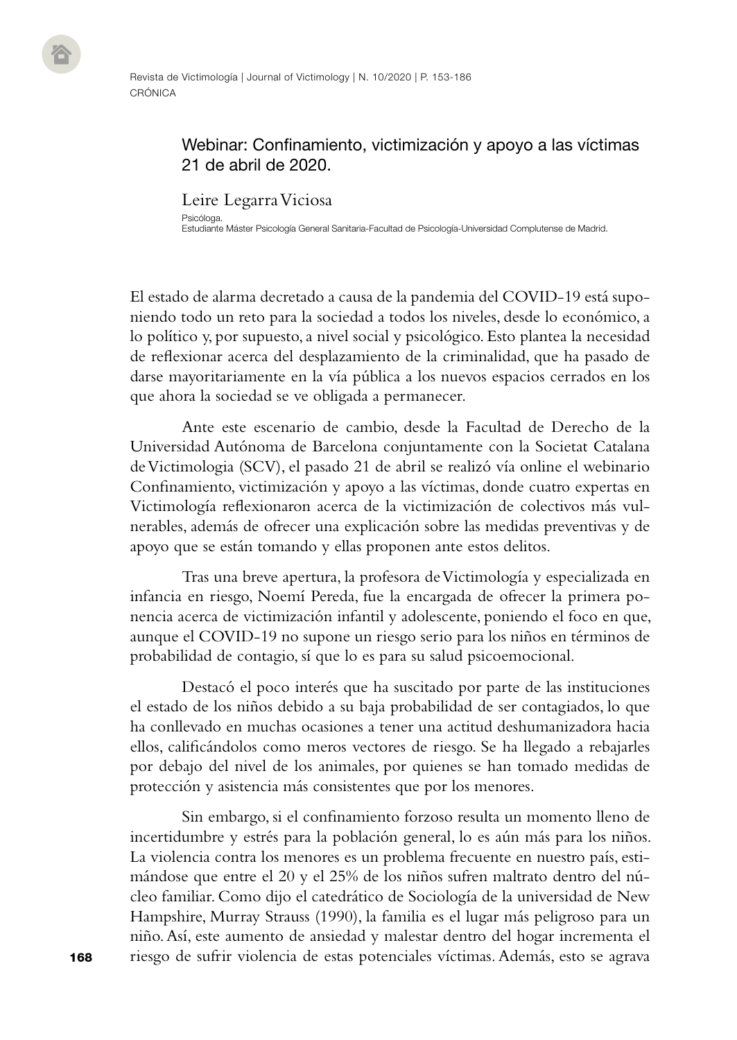## Webinar: Confinamiento, victimización y apoyo a las víctimas 21 de abril de 2020.

**Leire Legarra Viciosa**

Psicóloga.
Estudiante Máster Psicología General Sanitaria-Facultad de Psicología-Universidad Complutense de Madrid.

El estado de alarma decretado a causa de la pandemia del COVID-19 está suponiendo todo un reto para la sociedad a todos los niveles, desde lo económico, a lo político y, por supuesto, a nivel social y psicológico. Esto plantea la necesidad de reflexionar acerca del desplazamiento de la criminalidad, que ha pasado de darse mayoritariamente en la vía pública a los nuevos espacios cerrados en los que ahora la sociedad se ve obligada a permanecer.

Ante este escenario de cambio, desde la Facultad de Derecho de la Universidad Autónoma de Barcelona conjuntamente con la Societat Catalana de Victimologia (SCV), el pasado 21 de abril se realizó vía online el webinario Confinamiento, victimización y apoyo a las víctimas, donde cuatro expertas en Victimología reflexionaron acerca de la victimización de colectivos más vulnerables, además de ofrecer una explicación sobre las medidas preventivas y de apoyo que se están tomando y ellas proponen ante estos delitos.

Tras una breve apertura, la profesora de Victimología y especializada en infancia en riesgo, Noemí Pereda, fue la encargada de ofrecer la primera ponencia acerca de victimización infantil y adolescente, poniendo el foco en que, aunque el COVID-19 no supone un riesgo serio para los niños en términos de probabilidad de contagio, sí que lo es para su salud psicoemocional.

Destacó el poco interés que ha suscitado por parte de las instituciones el estado de los niños debido a su baja probabilidad de ser contagiados, lo que ha conllevado en muchas ocasiones a tener una actitud deshumanizadora hacia ellos, calificándolos como meros vectores de riesgo. Se ha llegado a rebajarles por debajo del nivel de los animales, por quienes se han tomado medidas de protección y asistencia más consistentes que por los menores.

Sin embargo, si el confinamiento forzoso resulta un momento lleno de incertidumbre y estrés para la población general, lo es aún más para los niños. La violencia contra los menores es un problema frecuente en nuestro país, estimándose que entre el 20 y el 25% de los niños sufren maltrato dentro del núcleo familiar. Como dijo el catedrático de Sociología de la universidad de New Hampshire, Murray Strauss (1990), la familia es el lugar más peligroso para un niño. Así, este aumento de ansiedad y malestar dentro del hogar incrementa el riesgo de sufrir violencia de estas potenciales víctimas. Además, esto se agrava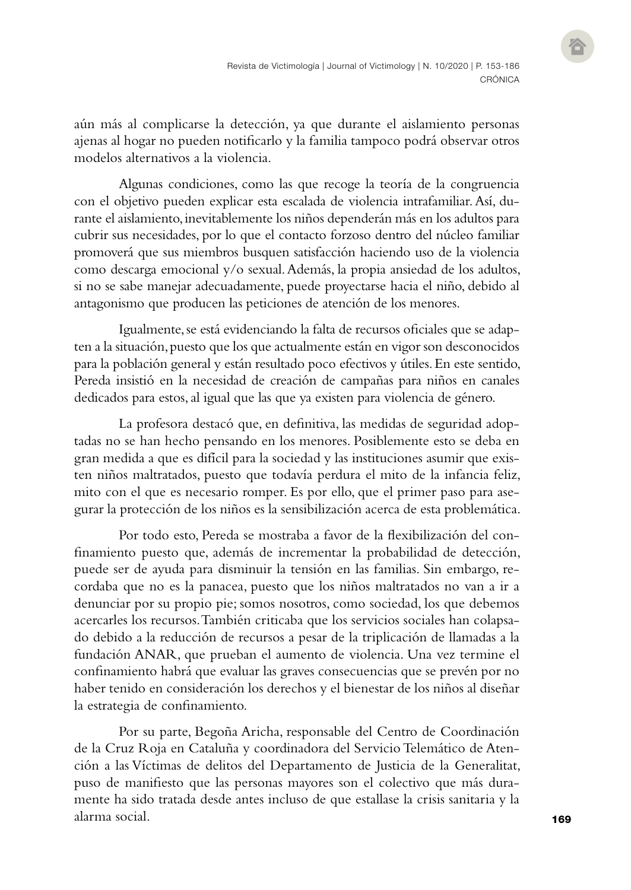aún más al complicarse la detección, ya que durante el aislamiento personas ajenas al hogar no pueden notificarlo y la familia tampoco podrá observar otros modelos alternativos a la violencia.

Algunas condiciones, como las que recoge la teoría de la congruencia con el objetivo pueden explicar esta escalada de violencia intrafamiliar. Así, durante el aislamiento, inevitablemente los niños dependerán más en los adultos para cubrir sus necesidades, por lo que el contacto forzoso dentro del núcleo familiar promoverá que sus miembros busquen satisfacción haciendo uso de la violencia como descarga emocional y/o sexual. Además, la propia ansiedad de los adultos, si no se sabe manejar adecuadamente, puede proyectarse hacia el niño, debido al antagonismo que producen las peticiones de atención de los menores.

Igualmente, se está evidenciando la falta de recursos oficiales que se adapten a la situación, puesto que los que actualmente están en vigor son desconocidos para la población general y están resultado poco efectivos y útiles. En este sentido, Pereda insistió en la necesidad de creación de campañas para niños en canales dedicados para estos, al igual que las que ya existen para violencia de género.

La profesora destacó que, en definitiva, las medidas de seguridad adoptadas no se han hecho pensando en los menores. Posiblemente esto se deba en gran medida a que es difícil para la sociedad y las instituciones asumir que existen niños maltratados, puesto que todavía perdura el mito de la infancia feliz, mito con el que es necesario romper. Es por ello, que el primer paso para asegurar la protección de los niños es la sensibilización acerca de esta problemática.

Por todo esto, Pereda se mostraba a favor de la flexibilización del confinamiento puesto que, además de incrementar la probabilidad de detección, puede ser de ayuda para disminuir la tensión en las familias. Sin embargo, recordaba que no es la panacea, puesto que los niños maltratados no van a ir a denunciar por su propio pie; somos nosotros, como sociedad, los que debemos acercarles los recursos. También criticaba que los servicios sociales han colapsado debido a la reducción de recursos a pesar de la triplicación de llamadas a la fundación ANAR, que prueban el aumento de violencia. Una vez termine el confinamiento habrá que evaluar las graves consecuencias que se prevén por no haber tenido en consideración los derechos y el bienestar de los niños al diseñar la estrategia de confinamiento.

Por su parte, Begoña Aricha, responsable del Centro de Coordinación de la Cruz Roja en Cataluña y coordinadora del Servicio Telemático de Atención a las Víctimas de delitos del Departamento de Justicia de la Generalitat, puso de manifiesto que las personas mayores son el colectivo que más duramente ha sido tratada desde antes incluso de que estallase la crisis sanitaria y la alarma social.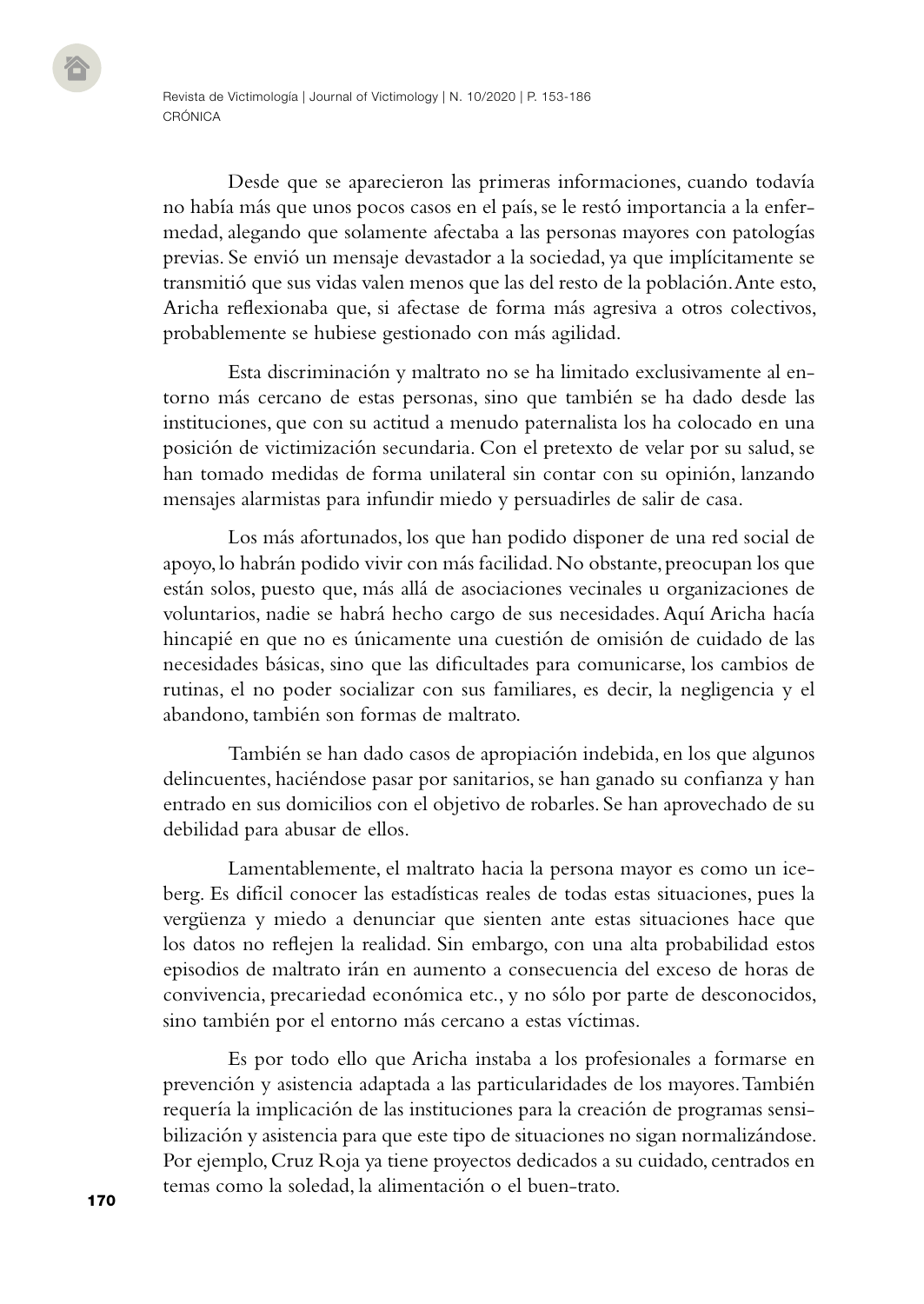Desde que se aparecieron las primeras informaciones, cuando todavía no había más que unos pocos casos en el país, se le restó importancia a la enfermedad, alegando que solamente afectaba a las personas mayores con patologías previas. Se envió un mensaje devastador a la sociedad, ya que implícitamente se transmitió que sus vidas valen menos que las del resto de la población. Ante esto, Aricha reflexionaba que, si afectase de forma más agresiva a otros colectivos, probablemente se hubiese gestionado con más agilidad.

Esta discriminación y maltrato no se ha limitado exclusivamente al entorno más cercano de estas personas, sino que también se ha dado desde las instituciones, que con su actitud a menudo paternalista los ha colocado en una posición de victimización secundaria. Con el pretexto de velar por su salud, se han tomado medidas de forma unilateral sin contar con su opinión, lanzando mensajes alarmistas para infundir miedo y persuadirles de salir de casa.

Los más afortunados, los que han podido disponer de una red social de apoyo, lo habrán podido vivir con más facilidad. No obstante, preocupan los que están solos, puesto que, más allá de asociaciones vecinales u organizaciones de voluntarios, nadie se habrá hecho cargo de sus necesidades. Aquí Aricha hacía hincapié en que no es únicamente una cuestión de omisión de cuidado de las necesidades básicas, sino que las dificultades para comunicarse, los cambios de rutinas, el no poder socializar con sus familiares, es decir, la negligencia y el abandono, también son formas de maltrato.

También se han dado casos de apropiación indebida, en los que algunos delincuentes, haciéndose pasar por sanitarios, se han ganado su confianza y han entrado en sus domicilios con el objetivo de robarles. Se han aprovechado de su debilidad para abusar de ellos.

Lamentablemente, el maltrato hacia la persona mayor es como un iceberg. Es difícil conocer las estadísticas reales de todas estas situaciones, pues la vergüenza y miedo a denunciar que sienten ante estas situaciones hace que los datos no reflejen la realidad. Sin embargo, con una alta probabilidad estos episodios de maltrato irán en aumento a consecuencia del exceso de horas de convivencia, precariedad económica etc., y no sólo por parte de desconocidos, sino también por el entorno más cercano a estas víctimas.

Es por todo ello que Aricha instaba a los profesionales a formarse en prevención y asistencia adaptada a las particularidades de los mayores. También requería la implicación de las instituciones para la creación de programas sensibilización y asistencia para que este tipo de situaciones no sigan normalizándose. Por ejemplo, Cruz Roja ya tiene proyectos dedicados a su cuidado, centrados en temas como la soledad, la alimentación o el buen-trato.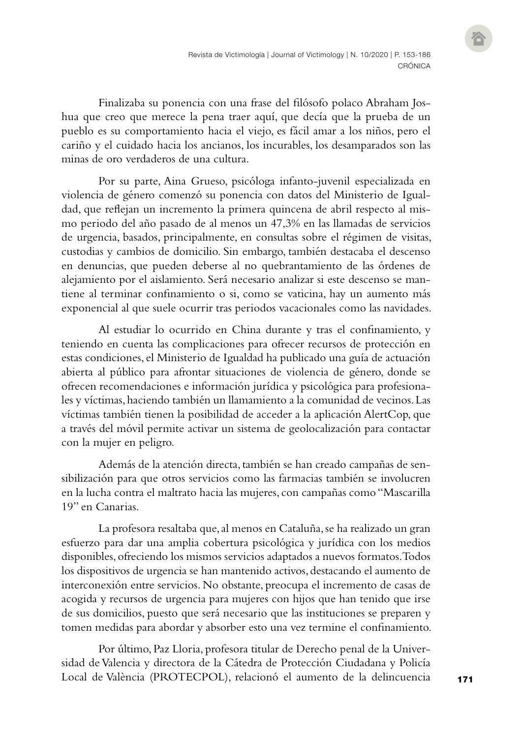Finalizaba su ponencia con una frase del filósofo polaco Abraham Joshua que creo que merece la pena traer aquí, que decía que la prueba de un pueblo es su comportamiento hacia el viejo, es fácil amar a los niños, pero el cariño y el cuidado hacia los ancianos, los incurables, los desamparados son las minas de oro verdaderos de una cultura.

Por su parte, Aina Grueso, psicóloga infanto-juvenil especializada en violencia de género comenzó su ponencia con datos del Ministerio de Igualdad, que reflejan un incremento la primera quincena de abril respecto al mismo periodo del año pasado de al menos un 47,3% en las llamadas de servicios de urgencia, basados, principalmente, en consultas sobre el régimen de visitas, custodias y cambios de domicilio. Sin embargo, también destacaba el descenso en denuncias, que pueden deberse al no quebrantamiento de las órdenes de alejamiento por el aislamiento. Será necesario analizar si este descenso se mantiene al terminar confinamiento o si, como se vaticina, hay un aumento más exponencial al que suele ocurrir tras periodos vacacionales como las navidades.

Al estudiar lo ocurrido en China durante y tras el confinamiento, y teniendo en cuenta las complicaciones para ofrecer recursos de protección en estas condiciones, el Ministerio de Igualdad ha publicado una guía de actuación abierta al público para afrontar situaciones de violencia de género, donde se ofrecen recomendaciones e información jurídica y psicológica para profesionales y víctimas, haciendo también un llamamiento a la comunidad de vecinos. Las víctimas también tienen la posibilidad de acceder a la aplicación AlertCop, que a través del móvil permite activar un sistema de geolocalización para contactar con la mujer en peligro.

Además de la atención directa, también se han creado campañas de sensibilización para que otros servicios como las farmacias también se involucren en la lucha contra el maltrato hacia las mujeres, con campañas como "Mascarilla 19" en Canarias.

La profesora resaltaba que, al menos en Cataluña, se ha realizado un gran esfuerzo para dar una amplia cobertura psicológica y jurídica con los medios disponibles, ofreciendo los mismos servicios adaptados a nuevos formatos. Todos los dispositivos de urgencia se han mantenido activos, destacando el aumento de interconexión entre servicios. No obstante, preocupa el incremento de casas de acogida y recursos de urgencia para mujeres con hijos que han tenido que irse de sus domicilios, puesto que será necesario que las instituciones se preparen y tomen medidas para abordar y absorber esto una vez termine el confinamiento.

Por último, Paz Lloria, profesora titular de Derecho penal de la Universidad de Valencia y directora de la Cátedra de Protección Ciudadana y Policía Local de València (PROTECPOL), relacionó el aumento de la delincuencia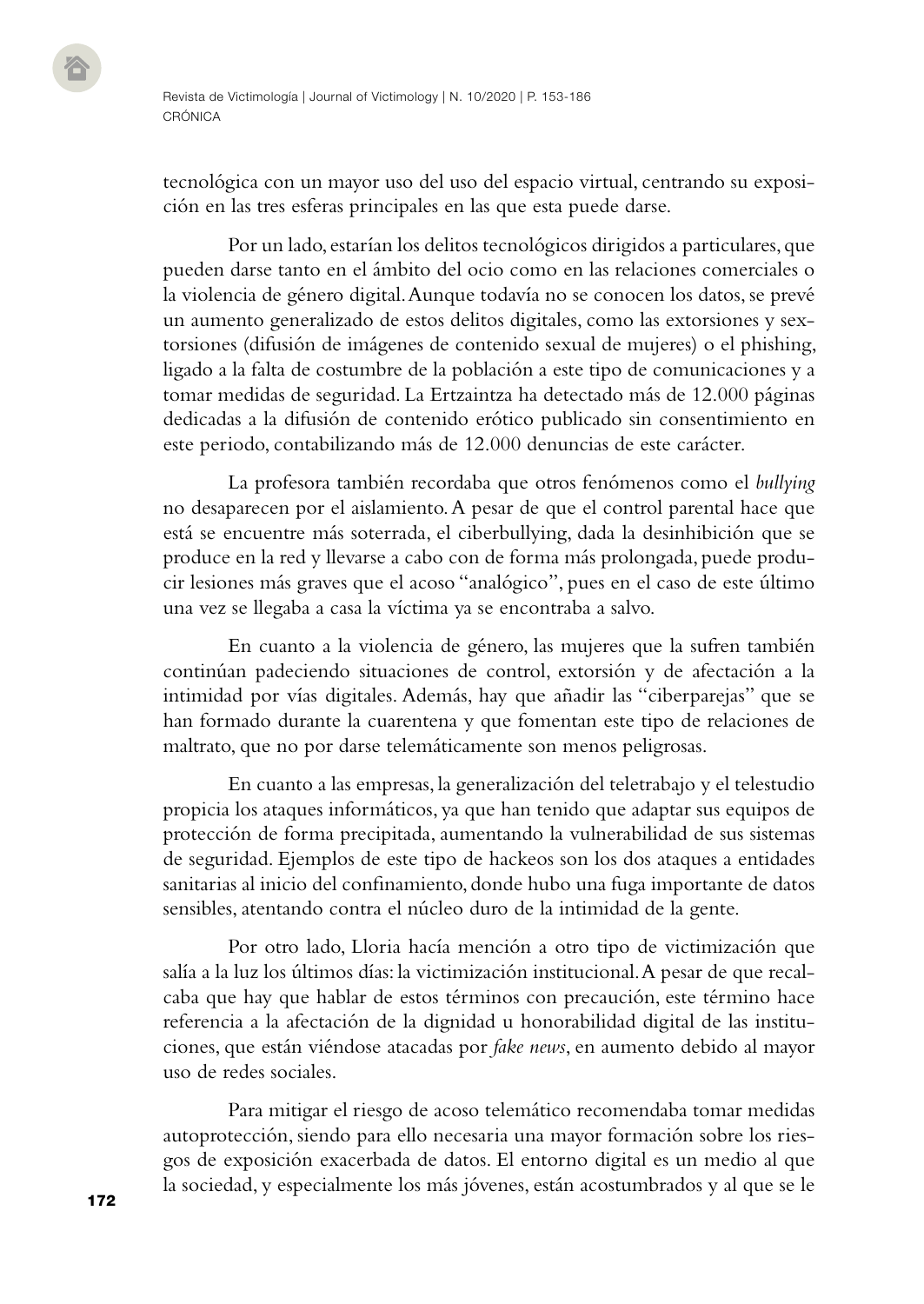tecnológica con un mayor uso del uso del espacio virtual, centrando su exposición en las tres esferas principales en las que esta puede darse.

Por un lado, estarían los delitos tecnológicos dirigidos a particulares, que pueden darse tanto en el ámbito del ocio como en las relaciones comerciales o la violencia de género digital. Aunque todavía no se conocen los datos, se prevé un aumento generalizado de estos delitos digitales, como las extorsiones y sextorsiones (difusión de imágenes de contenido sexual de mujeres) o el phishing, ligado a la falta de costumbre de la población a este tipo de comunicaciones y a tomar medidas de seguridad. La Ertzaintza ha detectado más de 12.000 páginas dedicadas a la difusión de contenido erótico publicado sin consentimiento en este periodo, contabilizando más de 12.000 denuncias de este carácter.

La profesora también recordaba que otros fenómenos como el *bullying* no desaparecen por el aislamiento. A pesar de que el control parental hace que está se encuentre más soterrada, el ciberbullying, dada la desinhibición que se produce en la red y llevarse a cabo con de forma más prolongada, puede producir lesiones más graves que el acoso "analógico", pues en el caso de este último una vez se llegaba a casa la víctima ya se encontraba a salvo.

En cuanto a la violencia de género, las mujeres que la sufren también continúan padeciendo situaciones de control, extorsión y de afectación a la intimidad por vías digitales. Además, hay que añadir las "ciberparejas" que se han formado durante la cuarentena y que fomentan este tipo de relaciones de maltrato, que no por darse telemáticamente son menos peligrosas.

En cuanto a las empresas, la generalización del teletrabajo y el telestudio propicia los ataques informáticos, ya que han tenido que adaptar sus equipos de protección de forma precipitada, aumentando la vulnerabilidad de sus sistemas de seguridad. Ejemplos de este tipo de hackeos son los dos ataques a entidades sanitarias al inicio del confinamiento, donde hubo una fuga importante de datos sensibles, atentando contra el núcleo duro de la intimidad de la gente.

Por otro lado, Lloria hacía mención a otro tipo de victimización que salía a la luz los últimos días: la victimización institucional. A pesar de que recalcaba que hay que hablar de estos términos con precaución, este término hace referencia a la afectación de la dignidad u honorabilidad digital de las instituciones, que están viéndose atacadas por *fake news*, en aumento debido al mayor uso de redes sociales.

Para mitigar el riesgo de acoso telemático recomendaba tomar medidas autoprotección, siendo para ello necesaria una mayor formación sobre los riesgos de exposición exacerbada de datos. El entorno digital es un medio al que la sociedad, y especialmente los más jóvenes, están acostumbrados y al que se le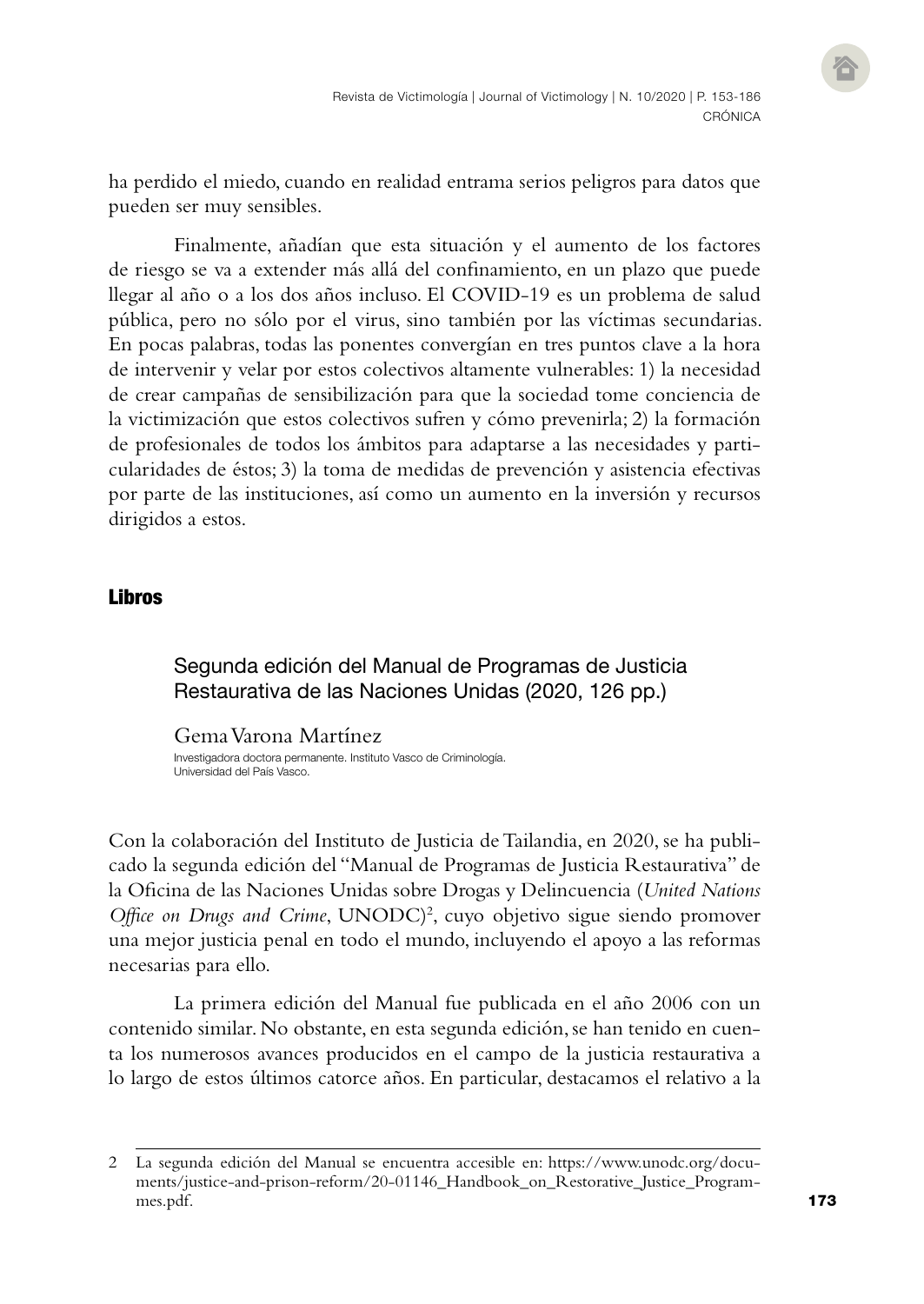ha perdido el miedo, cuando en realidad entrama serios peligros para datos que pueden ser muy sensibles.

Finalmente, añadían que esta situación y el aumento de los factores de riesgo se va a extender más allá del confinamiento, en un plazo que puede llegar al año o a los dos años incluso. El COVID-19 es un problema de salud pública, pero no sólo por el virus, sino también por las víctimas secundarias. En pocas palabras, todas las ponentes convergían en tres puntos clave a la hora de intervenir y velar por estos colectivos altamente vulnerables: 1) la necesidad de crear campañas de sensibilización para que la sociedad tome conciencia de la victimización que estos colectivos sufren y cómo prevenirla; 2) la formación de profesionales de todos los ámbitos para adaptarse a las necesidades y particularidades de éstos; 3) la toma de medidas de prevención y asistencia efectivas por parte de las instituciones, así como un aumento en la inversión y recursos dirigidos a estos.

## Libros

### Segunda edición del Manual de Programas de Justicia Restaurativa de las Naciones Unidas (2020, 126 pp.)

Gema Varona Martínez

Investigadora doctora permanente. Instituto Vasco de Criminología. Universidad del País Vasco.

Con la colaboración del Instituto de Justicia de Tailandia, en 2020, se ha publicado la segunda edición del "Manual de Programas de Justicia Restaurativa" de la Oficina de las Naciones Unidas sobre Drogas y Delincuencia (*United Nations Office on Drugs and Crime*, UNODC)[2], cuyo objetivo sigue siendo promover una mejor justicia penal en todo el mundo, incluyendo el apoyo a las reformas necesarias para ello.

La primera edición del Manual fue publicada en el año 2006 con un contenido similar. No obstante, en esta segunda edición, se han tenido en cuenta los numerosos avances producidos en el campo de la justicia restaurativa a lo largo de estos últimos catorce años. En particular, destacamos el relativo a la

2 La segunda edición del Manual se encuentra accesible en: https://www.unodc.org/documents/justice-and-prison-reform/20-01146_Handbook_on_Restorative_Justice_Programmes.pdf.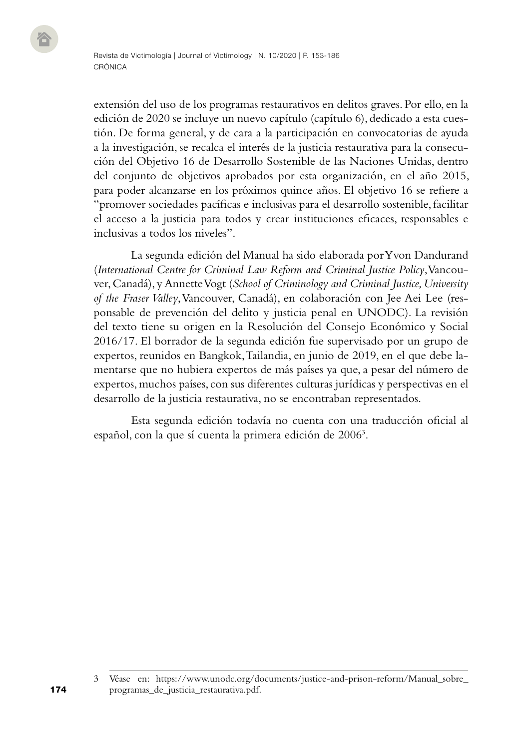extensión del uso de los programas restaurativos en delitos graves. Por ello, en la edición de 2020 se incluye un nuevo capítulo (capítulo 6), dedicado a esta cuestión. De forma general, y de cara a la participación en convocatorias de ayuda a la investigación, se recalca el interés de la justicia restaurativa para la consecución del Objetivo 16 de Desarrollo Sostenible de las Naciones Unidas, dentro del conjunto de objetivos aprobados por esta organización, en el año 2015, para poder alcanzarse en los próximos quince años. El objetivo 16 se refiere a "promover sociedades pacíficas e inclusivas para el desarrollo sostenible, facilitar el acceso a la justicia para todos y crear instituciones eficaces, responsables e inclusivas a todos los niveles".

La segunda edición del Manual ha sido elaborada por Yvon Dandurand (*International Centre for Criminal Law Reform and Criminal Justice Policy*, Vancouver, Canadá), y Annette Vogt (*School of Criminology and Criminal Justice, University of the Fraser Valley*, Vancouver, Canadá), en colaboración con Jee Aei Lee (responsable de prevención del delito y justicia penal en UNODC). La revisión del texto tiene su origen en la Resolución del Consejo Económico y Social 2016/17. El borrador de la segunda edición fue supervisado por un grupo de expertos, reunidos en Bangkok, Tailandia, en junio de 2019, en el que debe lamentarse que no hubiera expertos de más países ya que, a pesar del número de expertos, muchos países, con sus diferentes culturas jurídicas y perspectivas en el desarrollo de la justicia restaurativa, no se encontraban representados.

Esta segunda edición todavía no cuenta con una traducción oficial al español, con la que sí cuenta la primera edición de 2006[3].

---

3 Véase en: https://www.unodc.org/documents/justice-and-prison-reform/Manual_sobre_programas_de_justicia_restaurativa.pdf.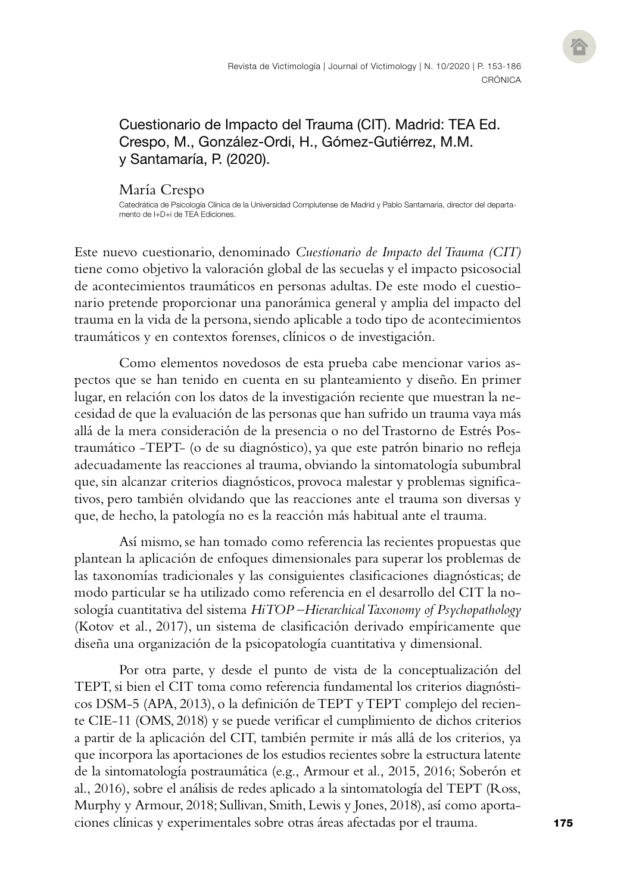## Cuestionario de Impacto del Trauma (CIT). Madrid: TEA Ed. Crespo, M., González-Ordi, H., Gómez-Gutiérrez, M.M. y Santamaría, P. (2020).

### María Crespo

Catedrática de Psicología Clínica de la Universidad Complutense de Madrid y Pablo Santamaría, director del departamento de I+D+i de TEA Ediciones.

Este nuevo cuestionario, denominado *Cuestionario de Impacto del Trauma (CIT)* tiene como objetivo la valoración global de las secuelas y el impacto psicosocial de acontecimientos traumáticos en personas adultas. De este modo el cuestionario pretende proporcionar una panorámica general y amplia del impacto del trauma en la vida de la persona, siendo aplicable a todo tipo de acontecimientos traumáticos y en contextos forenses, clínicos o de investigación.

Como elementos novedosos de esta prueba cabe mencionar varios aspectos que se han tenido en cuenta en su planteamiento y diseño. En primer lugar, en relación con los datos de la investigación reciente que muestran la necesidad de que la evaluación de las personas que han sufrido un trauma vaya más allá de la mera consideración de la presencia o no del Trastorno de Estrés Postraumático -TEPT- (o de su diagnóstico), ya que este patrón binario no refleja adecuadamente las reacciones al trauma, obviando la sintomatología subumbral que, sin alcanzar criterios diagnósticos, provoca malestar y problemas significativos, pero también olvidando que las reacciones ante el trauma son diversas y que, de hecho, la patología no es la reacción más habitual ante el trauma.

Así mismo, se han tomado como referencia las recientes propuestas que plantean la aplicación de enfoques dimensionales para superar los problemas de las taxonomías tradicionales y las consiguientes clasificaciones diagnósticas; de modo particular se ha utilizado como referencia en el desarrollo del CIT la nosología cuantitativa del sistema *HiTOP –Hierarchical Taxonomy of Psychopathology* (Kotov et al., 2017), un sistema de clasificación derivado empíricamente que diseña una organización de la psicopatología cuantitativa y dimensional.

Por otra parte, y desde el punto de vista de la conceptualización del TEPT, si bien el CIT toma como referencia fundamental los criterios diagnósticos DSM-5 (APA, 2013), o la definición de TEPT y TEPT complejo del reciente CIE-11 (OMS, 2018) y se puede verificar el cumplimiento de dichos criterios a partir de la aplicación del CIT, también permite ir más allá de los criterios, ya que incorpora las aportaciones de los estudios recientes sobre la estructura latente de la sintomatología postraumática (e.g., Armour et al., 2015, 2016; Soberón et al., 2016), sobre el análisis de redes aplicado a la sintomatología del TEPT (Ross, Murphy y Armour, 2018; Sullivan, Smith, Lewis y Jones, 2018), así como aportaciones clínicas y experimentales sobre otras áreas afectadas por el trauma.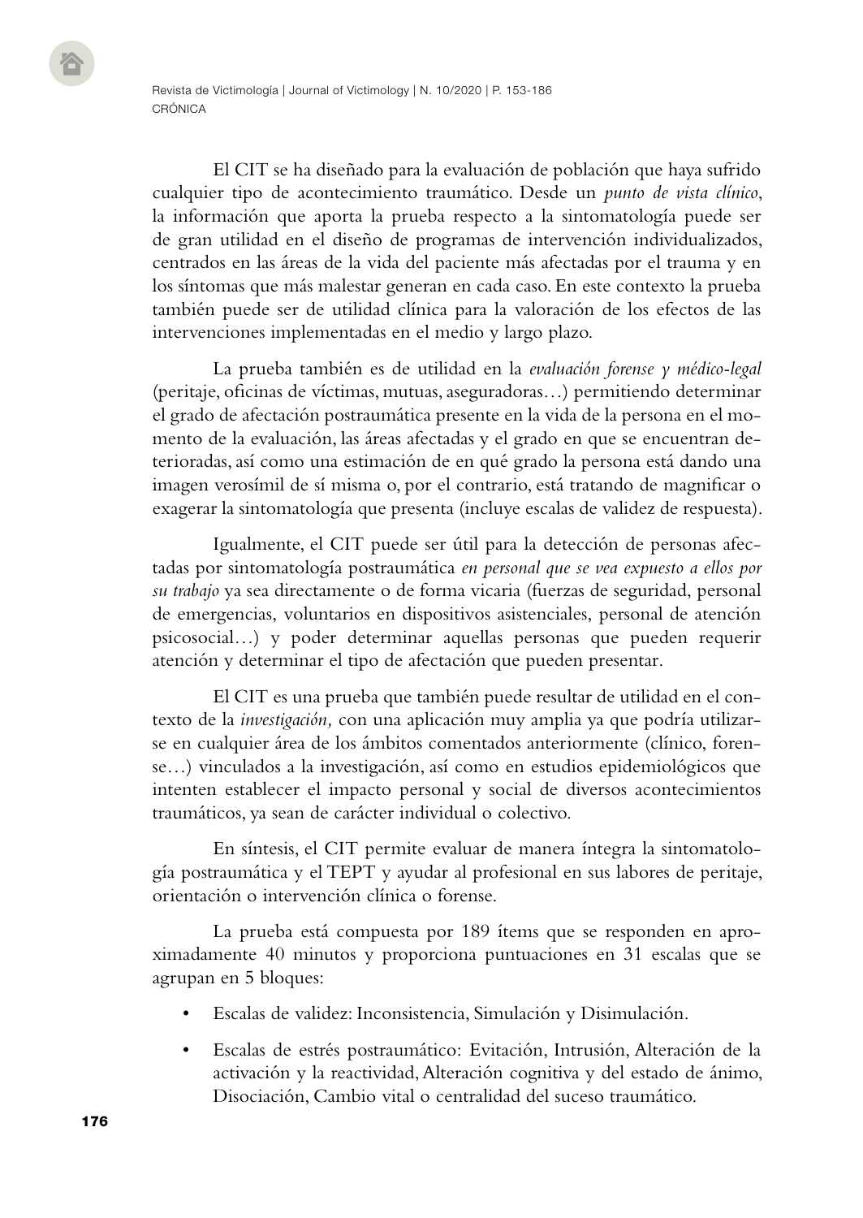El CIT se ha diseñado para la evaluación de población que haya sufrido cualquier tipo de acontecimiento traumático. Desde un *punto de vista clínico*, la información que aporta la prueba respecto a la sintomatología puede ser de gran utilidad en el diseño de programas de intervención individualizados, centrados en las áreas de la vida del paciente más afectadas por el trauma y en los síntomas que más malestar generan en cada caso. En este contexto la prueba también puede ser de utilidad clínica para la valoración de los efectos de las intervenciones implementadas en el medio y largo plazo.

La prueba también es de utilidad en la *evaluación forense y médico-legal* (peritaje, oficinas de víctimas, mutuas, aseguradoras…) permitiendo determinar el grado de afectación postraumática presente en la vida de la persona en el momento de la evaluación, las áreas afectadas y el grado en que se encuentran deterioradas, así como una estimación de en qué grado la persona está dando una imagen verosímil de sí misma o, por el contrario, está tratando de magnificar o exagerar la sintomatología que presenta (incluye escalas de validez de respuesta).

Igualmente, el CIT puede ser útil para la detección de personas afectadas por sintomatología postraumática *en personal que se vea expuesto a ellos por su trabajo* ya sea directamente o de forma vicaria (fuerzas de seguridad, personal de emergencias, voluntarios en dispositivos asistenciales, personal de atención psicosocial…) y poder determinar aquellas personas que pueden requerir atención y determinar el tipo de afectación que pueden presentar.

El CIT es una prueba que también puede resultar de utilidad en el contexto de la *investigación,* con una aplicación muy amplia ya que podría utilizarse en cualquier área de los ámbitos comentados anteriormente (clínico, forense…) vinculados a la investigación, así como en estudios epidemiológicos que intenten establecer el impacto personal y social de diversos acontecimientos traumáticos, ya sean de carácter individual o colectivo.

En síntesis, el CIT permite evaluar de manera íntegra la sintomatología postraumática y el TEPT y ayudar al profesional en sus labores de peritaje, orientación o intervención clínica o forense.

La prueba está compuesta por 189 ítems que se responden en aproximadamente 40 minutos y proporciona puntuaciones en 31 escalas que se agrupan en 5 bloques:

- Escalas de validez: Inconsistencia, Simulación y Disimulación.
- Escalas de estrés postraumático: Evitación, Intrusión, Alteración de la activación y la reactividad, Alteración cognitiva y del estado de ánimo, Disociación, Cambio vital o centralidad del suceso traumático.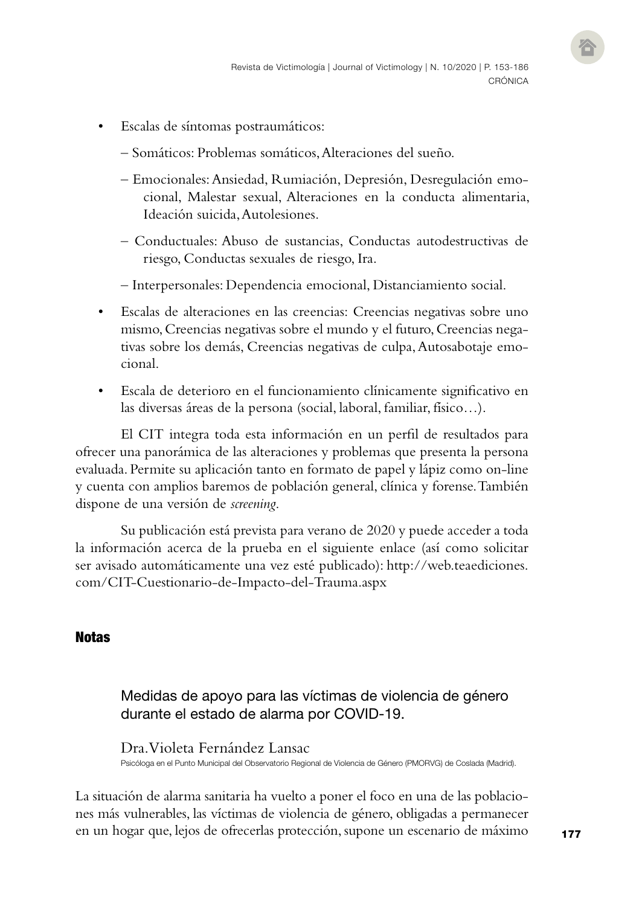- Escalas de síntomas postraumáticos:
  - – Somáticos: Problemas somáticos, Alteraciones del sueño.
  - – Emocionales: Ansiedad, Rumiación, Depresión, Desregulación emocional, Malestar sexual, Alteraciones en la conducta alimentaria, Ideación suicida, Autolesiones.
  - – Conductuales: Abuso de sustancias, Conductas autodestructivas de riesgo, Conductas sexuales de riesgo, Ira.
  - – Interpersonales: Dependencia emocional, Distanciamiento social.
- Escalas de alteraciones en las creencias: Creencias negativas sobre uno mismo, Creencias negativas sobre el mundo y el futuro, Creencias negativas sobre los demás, Creencias negativas de culpa, Autosabotaje emocional.
- Escala de deterioro en el funcionamiento clínicamente significativo en las diversas áreas de la persona (social, laboral, familiar, físico…).

El CIT integra toda esta información en un perfil de resultados para ofrecer una panorámica de las alteraciones y problemas que presenta la persona evaluada. Permite su aplicación tanto en formato de papel y lápiz como on-line y cuenta con amplios baremos de población general, clínica y forense. También dispone de una versión de *screening*.

Su publicación está prevista para verano de 2020 y puede acceder a toda la información acerca de la prueba en el siguiente enlace (así como solicitar ser avisado automáticamente una vez esté publicado): http://web.teaediciones.com/CIT-Cuestionario-de-Impacto-del-Trauma.aspx

## Notas

### Medidas de apoyo para las víctimas de violencia de género durante el estado de alarma por COVID-19.

Dra. Violeta Fernández Lansac
Psicóloga en el Punto Municipal del Observatorio Regional de Violencia de Género (PMORVG) de Coslada (Madrid).

La situación de alarma sanitaria ha vuelto a poner el foco en una de las poblaciones más vulnerables, las víctimas de violencia de género, obligadas a permanecer en un hogar que, lejos de ofrecerlas protección, supone un escenario de máximo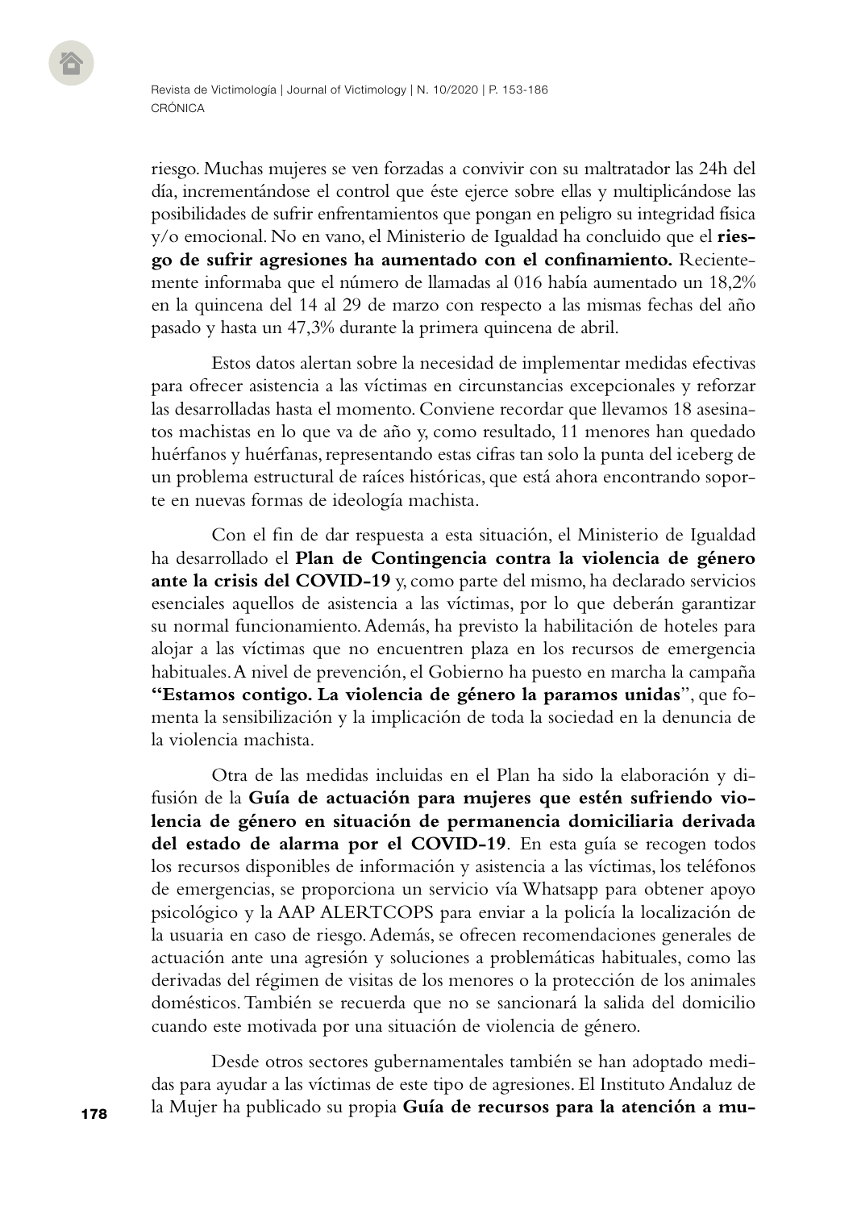riesgo. Muchas mujeres se ven forzadas a convivir con su maltratador las 24h del día, incrementándose el control que éste ejerce sobre ellas y multiplicándose las posibilidades de sufrir enfrentamientos que pongan en peligro su integridad física y/o emocional. No en vano, el Ministerio de Igualdad ha concluido que el **riesgo de sufrir agresiones ha aumentado con el confinamiento.** Recientemente informaba que el número de llamadas al 016 había aumentado un 18,2% en la quincena del 14 al 29 de marzo con respecto a las mismas fechas del año pasado y hasta un 47,3% durante la primera quincena de abril.

Estos datos alertan sobre la necesidad de implementar medidas efectivas para ofrecer asistencia a las víctimas en circunstancias excepcionales y reforzar las desarrolladas hasta el momento. Conviene recordar que llevamos 18 asesinatos machistas en lo que va de año y, como resultado, 11 menores han quedado huérfanos y huérfanas, representando estas cifras tan solo la punta del iceberg de un problema estructural de raíces históricas, que está ahora encontrando soporte en nuevas formas de ideología machista.

Con el fin de dar respuesta a esta situación, el Ministerio de Igualdad ha desarrollado el **Plan de Contingencia contra la violencia de género ante la crisis del COVID-19** y, como parte del mismo, ha declarado servicios esenciales aquellos de asistencia a las víctimas, por lo que deberán garantizar su normal funcionamiento. Además, ha previsto la habilitación de hoteles para alojar a las víctimas que no encuentren plaza en los recursos de emergencia habituales. A nivel de prevención, el Gobierno ha puesto en marcha la campaña **"Estamos contigo. La violencia de género la paramos unidas**", que fomenta la sensibilización y la implicación de toda la sociedad en la denuncia de la violencia machista.

Otra de las medidas incluidas en el Plan ha sido la elaboración y difusión de la **Guía de actuación para mujeres que estén sufriendo violencia de género en situación de permanencia domiciliaria derivada del estado de alarma por el COVID-19**. En esta guía se recogen todos los recursos disponibles de información y asistencia a las víctimas, los teléfonos de emergencias, se proporciona un servicio vía Whatsapp para obtener apoyo psicológico y la AAP ALERTCOPS para enviar a la policía la localización de la usuaria en caso de riesgo. Además, se ofrecen recomendaciones generales de actuación ante una agresión y soluciones a problemáticas habituales, como las derivadas del régimen de visitas de los menores o la protección de los animales domésticos. También se recuerda que no se sancionará la salida del domicilio cuando este motivada por una situación de violencia de género.

Desde otros sectores gubernamentales también se han adoptado medidas para ayudar a las víctimas de este tipo de agresiones. El Instituto Andaluz de la Mujer ha publicado su propia **Guía de recursos para la atención a mu-**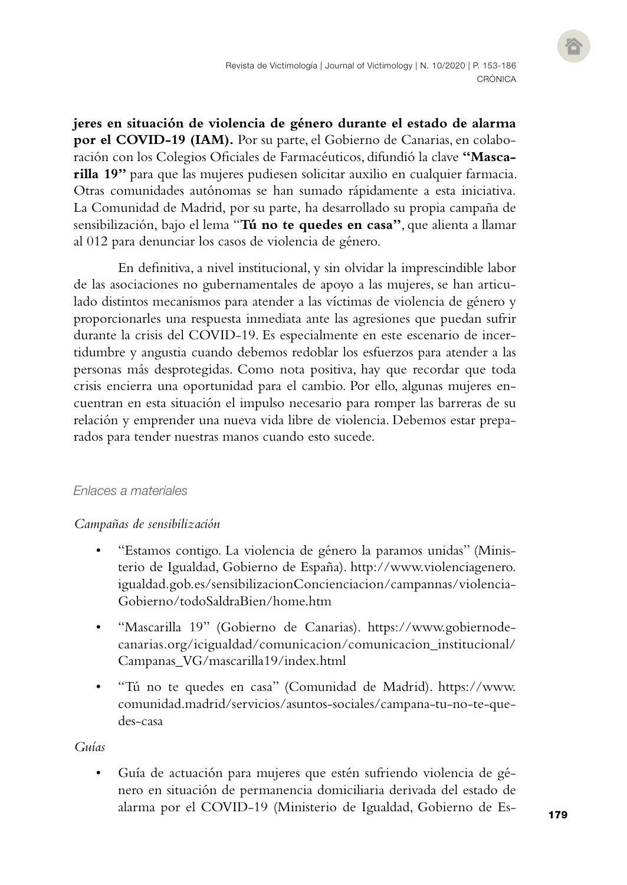**jeres en situación de violencia de género durante el estado de alarma por el COVID-19 (IAM).** Por su parte, el Gobierno de Canarias, en colaboración con los Colegios Oficiales de Farmacéuticos, difundió la clave **"Mascarilla 19"** para que las mujeres pudiesen solicitar auxilio en cualquier farmacia. Otras comunidades autónomas se han sumado rápidamente a esta iniciativa. La Comunidad de Madrid, por su parte, ha desarrollado su propia campaña de sensibilización, bajo el lema "**Tú no te quedes en casa"**, que alienta a llamar al 012 para denunciar los casos de violencia de género.

En definitiva, a nivel institucional, y sin olvidar la imprescindible labor de las asociaciones no gubernamentales de apoyo a las mujeres, se han articulado distintos mecanismos para atender a las víctimas de violencia de género y proporcionarles una respuesta inmediata ante las agresiones que puedan sufrir durante la crisis del COVID-19. Es especialmente en este escenario de incertidumbre y angustia cuando debemos redoblar los esfuerzos para atender a las personas más desprotegidas. Como nota positiva, hay que recordar que toda crisis encierra una oportunidad para el cambio. Por ello, algunas mujeres encuentran en esta situación el impulso necesario para romper las barreras de su relación y emprender una nueva vida libre de violencia. Debemos estar preparados para tender nuestras manos cuando esto sucede.

*Enlaces a materiales*

*Campañas de sensibilización*

- "Estamos contigo. La violencia de género la paramos unidas" (Ministerio de Igualdad, Gobierno de España). http://www.violenciagenero.igualdad.gob.es/sensibilizacionConcienciacion/campannas/violenciaGobierno/todoSaldraBien/home.htm
- "Mascarilla 19" (Gobierno de Canarias). https://www.gobiernodecanarias.org/icigualdad/comunicacion/comunicacion_institucional/Campanas_VG/mascarilla19/index.html
- "Tú no te quedes en casa" (Comunidad de Madrid). https://www.comunidad.madrid/servicios/asuntos-sociales/campana-tu-no-te-quedes-casa

*Guías*

- Guía de actuación para mujeres que estén sufriendo violencia de género en situación de permanencia domiciliaria derivada del estado de alarma por el COVID-19 (Ministerio de Igualdad, Gobierno de Es-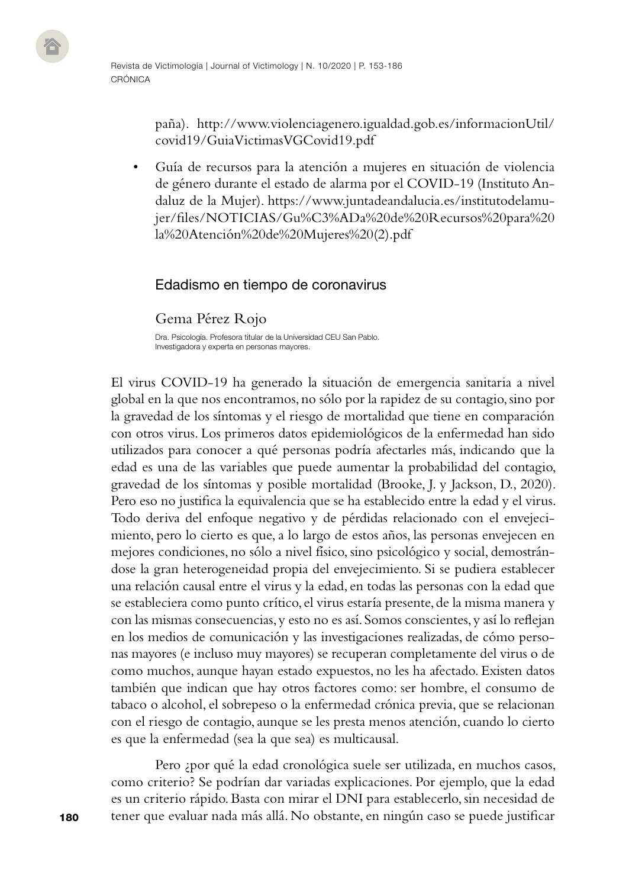paña). http://www.violenciagenero.igualdad.gob.es/informacionUtil/covid19/GuiaVictimasVGCovid19.pdf

- Guía de recursos para la atención a mujeres en situación de violencia de género durante el estado de alarma por el COVID-19 (Instituto Andaluz de la Mujer). https://www.juntadeandalucia.es/institutodelamujer/files/NOTICIAS/Gu%C3%ADa%20de%20Recursos%20para%20la%20Atención%20de%20Mujeres%20(2).pdf

## Edadismo en tiempo de coronavirus

### Gema Pérez Rojo

Dra. Psicología. Profesora titular de la Universidad CEU San Pablo.
Investigadora y experta en personas mayores.

El virus COVID-19 ha generado la situación de emergencia sanitaria a nivel global en la que nos encontramos, no sólo por la rapidez de su contagio, sino por la gravedad de los síntomas y el riesgo de mortalidad que tiene en comparación con otros virus. Los primeros datos epidemiológicos de la enfermedad han sido utilizados para conocer a qué personas podría afectarles más, indicando que la edad es una de las variables que puede aumentar la probabilidad del contagio, gravedad de los síntomas y posible mortalidad (Brooke, J. y Jackson, D., 2020). Pero eso no justifica la equivalencia que se ha establecido entre la edad y el virus. Todo deriva del enfoque negativo y de pérdidas relacionado con el envejecimiento, pero lo cierto es que, a lo largo de estos años, las personas envejecen en mejores condiciones, no sólo a nivel físico, sino psicológico y social, demostrándose la gran heterogeneidad propia del envejecimiento. Si se pudiera establecer una relación causal entre el virus y la edad, en todas las personas con la edad que se estableciera como punto crítico, el virus estaría presente, de la misma manera y con las mismas consecuencias, y esto no es así. Somos conscientes, y así lo reflejan en los medios de comunicación y las investigaciones realizadas, de cómo personas mayores (e incluso muy mayores) se recuperan completamente del virus o de como muchos, aunque hayan estado expuestos, no les ha afectado. Existen datos también que indican que hay otros factores como: ser hombre, el consumo de tabaco o alcohol, el sobrepeso o la enfermedad crónica previa, que se relacionan con el riesgo de contagio, aunque se les presta menos atención, cuando lo cierto es que la enfermedad (sea la que sea) es multicausal.

Pero ¿por qué la edad cronológica suele ser utilizada, en muchos casos, como criterio? Se podrían dar variadas explicaciones. Por ejemplo, que la edad es un criterio rápido. Basta con mirar el DNI para establecerlo, sin necesidad de tener que evaluar nada más allá. No obstante, en ningún caso se puede justificar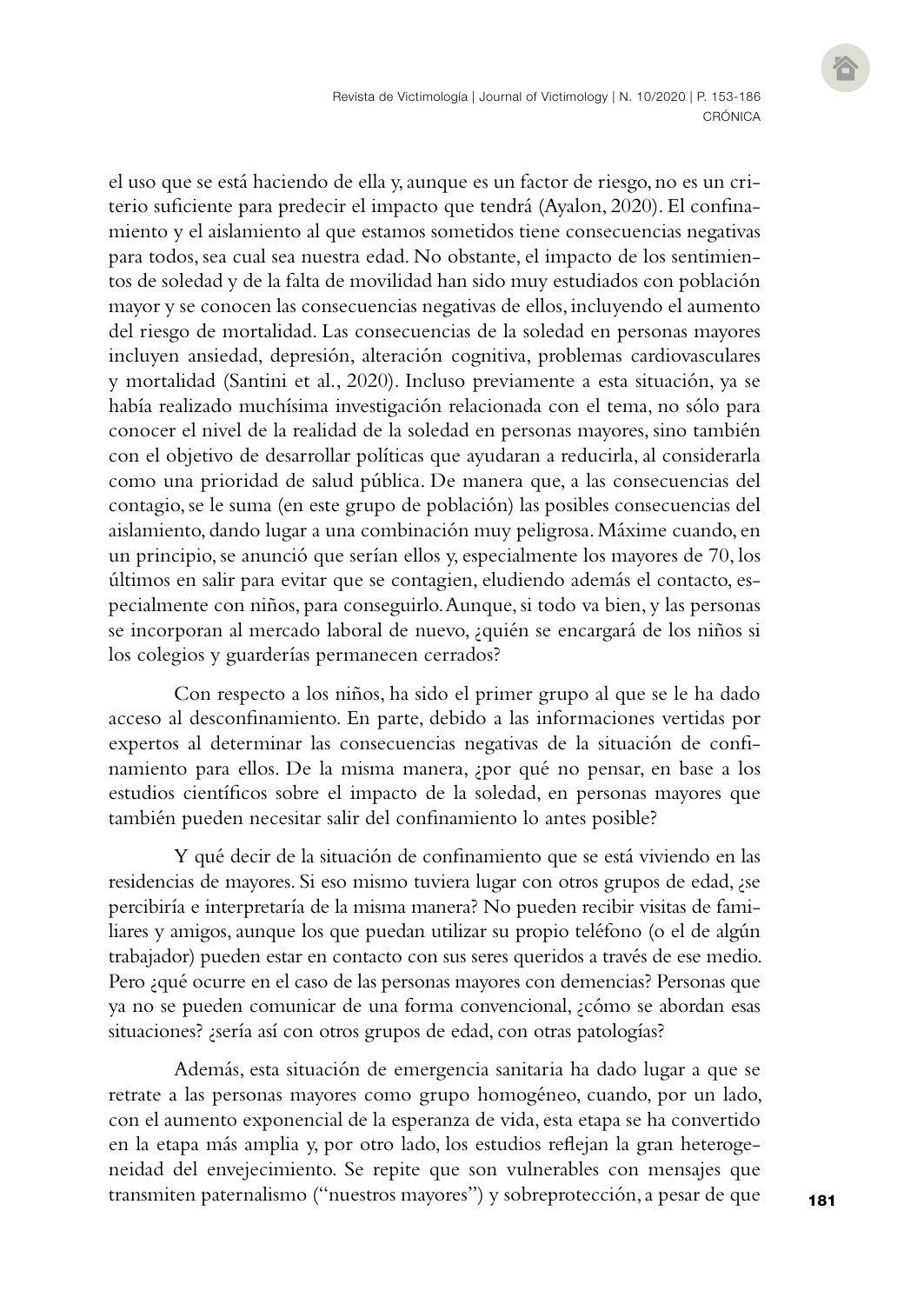el uso que se está haciendo de ella y, aunque es un factor de riesgo, no es un criterio suficiente para predecir el impacto que tendrá (Ayalon, 2020). El confinamiento y el aislamiento al que estamos sometidos tiene consecuencias negativas para todos, sea cual sea nuestra edad. No obstante, el impacto de los sentimientos de soledad y de la falta de movilidad han sido muy estudiados con población mayor y se conocen las consecuencias negativas de ellos, incluyendo el aumento del riesgo de mortalidad. Las consecuencias de la soledad en personas mayores incluyen ansiedad, depresión, alteración cognitiva, problemas cardiovasculares y mortalidad (Santini et al., 2020). Incluso previamente a esta situación, ya se había realizado muchísima investigación relacionada con el tema, no sólo para conocer el nivel de la realidad de la soledad en personas mayores, sino también con el objetivo de desarrollar políticas que ayudaran a reducirla, al considerarla como una prioridad de salud pública. De manera que, a las consecuencias del contagio, se le suma (en este grupo de población) las posibles consecuencias del aislamiento, dando lugar a una combinación muy peligrosa. Máxime cuando, en un principio, se anunció que serían ellos y, especialmente los mayores de 70, los últimos en salir para evitar que se contagien, eludiendo además el contacto, especialmente con niños, para conseguirlo. Aunque, si todo va bien, y las personas se incorporan al mercado laboral de nuevo, ¿quién se encargará de los niños si los colegios y guarderías permanecen cerrados?

Con respecto a los niños, ha sido el primer grupo al que se le ha dado acceso al desconfinamiento. En parte, debido a las informaciones vertidas por expertos al determinar las consecuencias negativas de la situación de confinamiento para ellos. De la misma manera, ¿por qué no pensar, en base a los estudios científicos sobre el impacto de la soledad, en personas mayores que también pueden necesitar salir del confinamiento lo antes posible?

Y qué decir de la situación de confinamiento que se está viviendo en las residencias de mayores. Si eso mismo tuviera lugar con otros grupos de edad, ¿se percibiría e interpretaría de la misma manera? No pueden recibir visitas de familiares y amigos, aunque los que puedan utilizar su propio teléfono (o el de algún trabajador) pueden estar en contacto con sus seres queridos a través de ese medio. Pero ¿qué ocurre en el caso de las personas mayores con demencias? Personas que ya no se pueden comunicar de una forma convencional, ¿cómo se abordan esas situaciones? ¿sería así con otros grupos de edad, con otras patologías?

Además, esta situación de emergencia sanitaria ha dado lugar a que se retrate a las personas mayores como grupo homogéneo, cuando, por un lado, con el aumento exponencial de la esperanza de vida, esta etapa se ha convertido en la etapa más amplia y, por otro lado, los estudios reflejan la gran heterogeneidad del envejecimiento. Se repite que son vulnerables con mensajes que transmiten paternalismo ("nuestros mayores") y sobreprotección, a pesar de que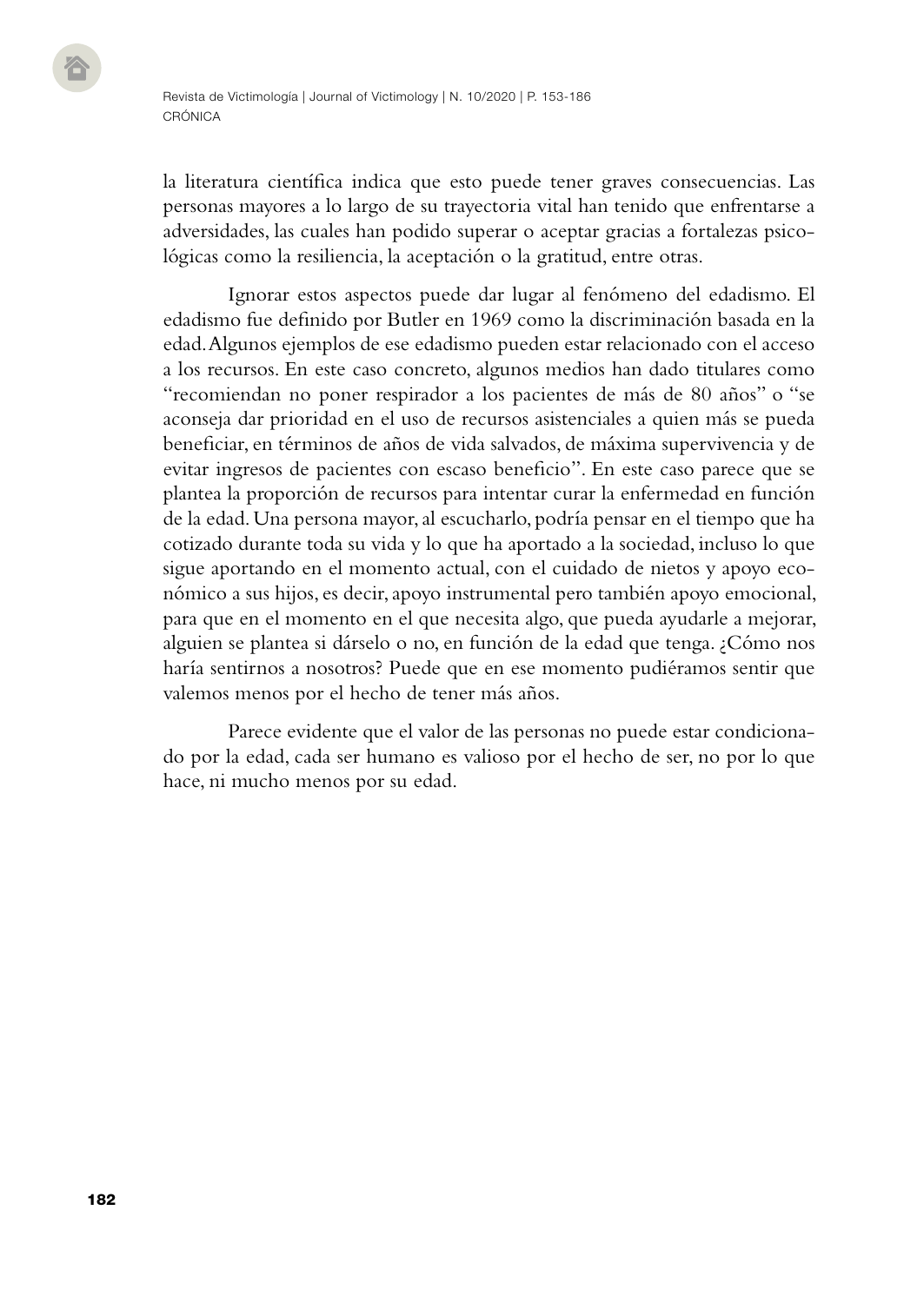la literatura científica indica que esto puede tener graves consecuencias. Las personas mayores a lo largo de su trayectoria vital han tenido que enfrentarse a adversidades, las cuales han podido superar o aceptar gracias a fortalezas psicológicas como la resiliencia, la aceptación o la gratitud, entre otras.

Ignorar estos aspectos puede dar lugar al fenómeno del edadismo. El edadismo fue definido por Butler en 1969 como la discriminación basada en la edad. Algunos ejemplos de ese edadismo pueden estar relacionado con el acceso a los recursos. En este caso concreto, algunos medios han dado titulares como "recomiendan no poner respirador a los pacientes de más de 80 años" o "se aconseja dar prioridad en el uso de recursos asistenciales a quien más se pueda beneficiar, en términos de años de vida salvados, de máxima supervivencia y de evitar ingresos de pacientes con escaso beneficio". En este caso parece que se plantea la proporción de recursos para intentar curar la enfermedad en función de la edad. Una persona mayor, al escucharlo, podría pensar en el tiempo que ha cotizado durante toda su vida y lo que ha aportado a la sociedad, incluso lo que sigue aportando en el momento actual, con el cuidado de nietos y apoyo económico a sus hijos, es decir, apoyo instrumental pero también apoyo emocional, para que en el momento en el que necesita algo, que pueda ayudarle a mejorar, alguien se plantea si dárselo o no, en función de la edad que tenga. ¿Cómo nos haría sentirnos a nosotros? Puede que en ese momento pudiéramos sentir que valemos menos por el hecho de tener más años.

Parece evidente que el valor de las personas no puede estar condicionado por la edad, cada ser humano es valioso por el hecho de ser, no por lo que hace, ni mucho menos por su edad.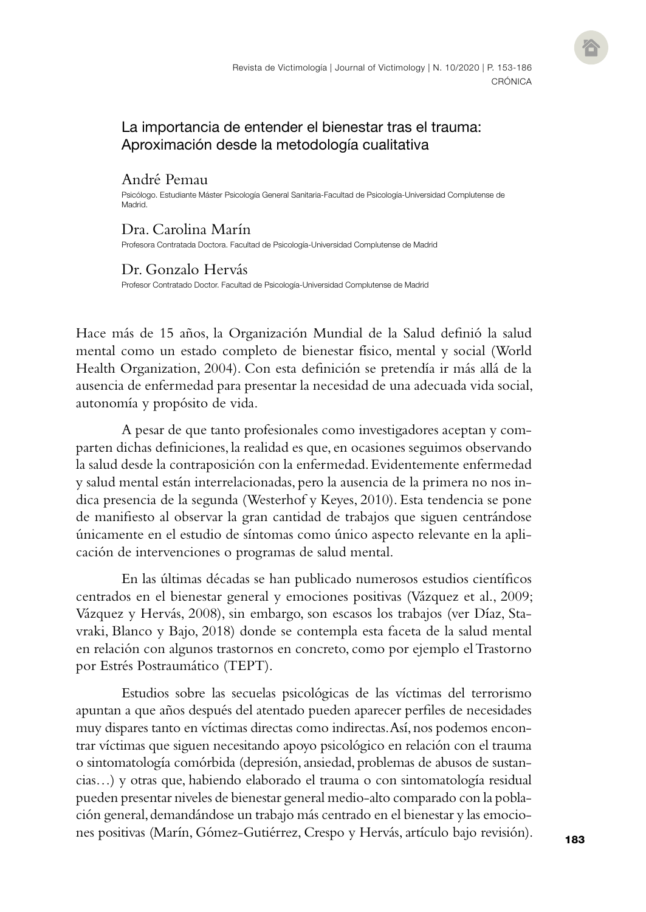# La importancia de entender el bienestar tras el trauma: Aproximación desde la metodología cualitativa

**André Pemau**
Psicólogo. Estudiante Máster Psicología General Sanitaria-Facultad de Psicología-Universidad Complutense de Madrid.

**Dra. Carolina Marín**
Profesora Contratada Doctora. Facultad de Psicología-Universidad Complutense de Madrid

**Dr. Gonzalo Hervás**
Profesor Contratado Doctor. Facultad de Psicología-Universidad Complutense de Madrid

Hace más de 15 años, la Organización Mundial de la Salud definió la salud mental como un estado completo de bienestar físico, mental y social (World Health Organization, 2004). Con esta definición se pretendía ir más allá de la ausencia de enfermedad para presentar la necesidad de una adecuada vida social, autonomía y propósito de vida.

A pesar de que tanto profesionales como investigadores aceptan y comparten dichas definiciones, la realidad es que, en ocasiones seguimos observando la salud desde la contraposición con la enfermedad. Evidentemente enfermedad y salud mental están interrelacionadas, pero la ausencia de la primera no nos indica presencia de la segunda (Westerhof y Keyes, 2010). Esta tendencia se pone de manifiesto al observar la gran cantidad de trabajos que siguen centrándose únicamente en el estudio de síntomas como único aspecto relevante en la aplicación de intervenciones o programas de salud mental.

En las últimas décadas se han publicado numerosos estudios científicos centrados en el bienestar general y emociones positivas (Vázquez et al., 2009; Vázquez y Hervás, 2008), sin embargo, son escasos los trabajos (ver Díaz, Stavraki, Blanco y Bajo, 2018) donde se contempla esta faceta de la salud mental en relación con algunos trastornos en concreto, como por ejemplo el Trastorno por Estrés Postraumático (TEPT).

Estudios sobre las secuelas psicológicas de las víctimas del terrorismo apuntan a que años después del atentado pueden aparecer perfiles de necesidades muy dispares tanto en víctimas directas como indirectas. Así, nos podemos encontrar víctimas que siguen necesitando apoyo psicológico en relación con el trauma o sintomatología comórbida (depresión, ansiedad, problemas de abusos de sustancias…) y otras que, habiendo elaborado el trauma o con sintomatología residual pueden presentar niveles de bienestar general medio-alto comparado con la población general, demandándose un trabajo más centrado en el bienestar y las emociones positivas (Marín, Gómez-Gutiérrez, Crespo y Hervás, artículo bajo revisión).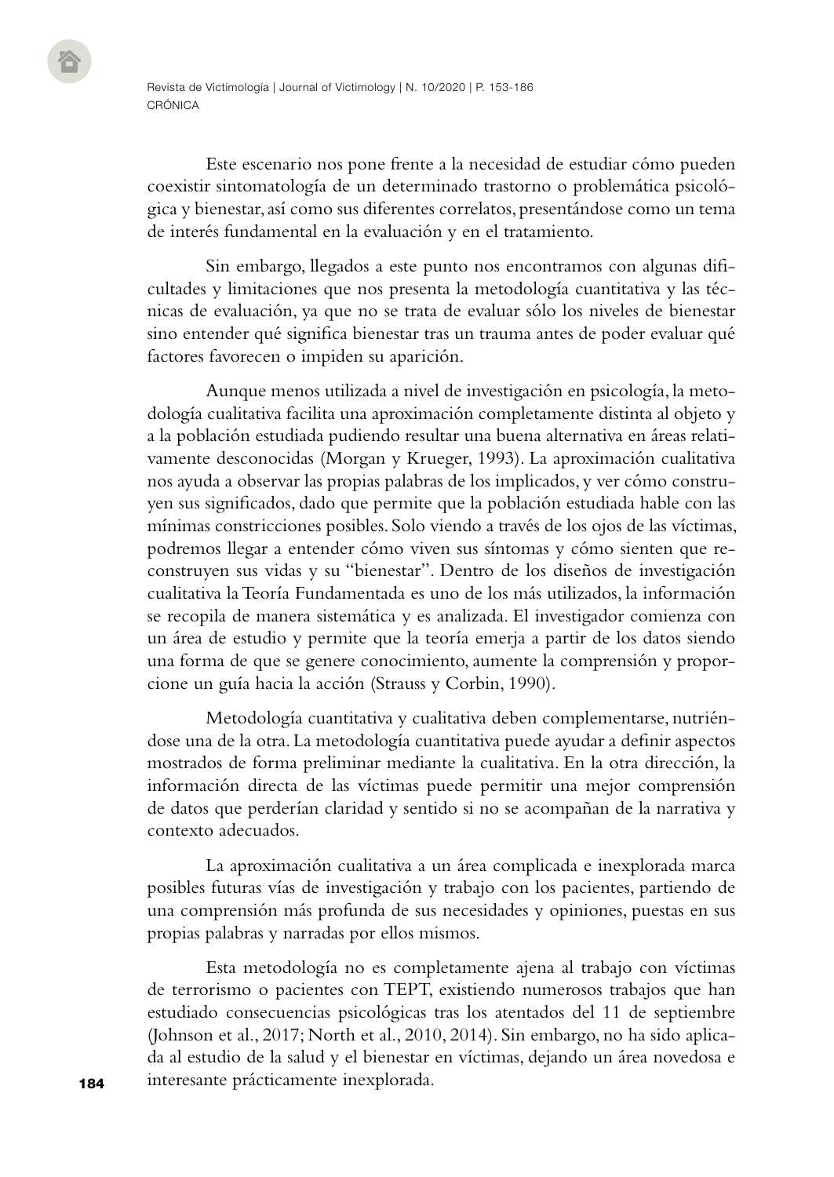Este escenario nos pone frente a la necesidad de estudiar cómo pueden coexistir sintomatología de un determinado trastorno o problemática psicológica y bienestar, así como sus diferentes correlatos, presentándose como un tema de interés fundamental en la evaluación y en el tratamiento.

Sin embargo, llegados a este punto nos encontramos con algunas dificultades y limitaciones que nos presenta la metodología cuantitativa y las técnicas de evaluación, ya que no se trata de evaluar sólo los niveles de bienestar sino entender qué significa bienestar tras un trauma antes de poder evaluar qué factores favorecen o impiden su aparición.

Aunque menos utilizada a nivel de investigación en psicología, la metodología cualitativa facilita una aproximación completamente distinta al objeto y a la población estudiada pudiendo resultar una buena alternativa en áreas relativamente desconocidas (Morgan y Krueger, 1993). La aproximación cualitativa nos ayuda a observar las propias palabras de los implicados, y ver cómo construyen sus significados, dado que permite que la población estudiada hable con las mínimas constricciones posibles. Solo viendo a través de los ojos de las víctimas, podremos llegar a entender cómo viven sus síntomas y cómo sienten que reconstruyen sus vidas y su "bienestar". Dentro de los diseños de investigación cualitativa la Teoría Fundamentada es uno de los más utilizados, la información se recopila de manera sistemática y es analizada. El investigador comienza con un área de estudio y permite que la teoría emerja a partir de los datos siendo una forma de que se genere conocimiento, aumente la comprensión y proporcione un guía hacia la acción (Strauss y Corbin, 1990).

Metodología cuantitativa y cualitativa deben complementarse, nutriéndose una de la otra. La metodología cuantitativa puede ayudar a definir aspectos mostrados de forma preliminar mediante la cualitativa. En la otra dirección, la información directa de las víctimas puede permitir una mejor comprensión de datos que perderían claridad y sentido si no se acompañan de la narrativa y contexto adecuados.

La aproximación cualitativa a un área complicada e inexplorada marca posibles futuras vías de investigación y trabajo con los pacientes, partiendo de una comprensión más profunda de sus necesidades y opiniones, puestas en sus propias palabras y narradas por ellos mismos.

Esta metodología no es completamente ajena al trabajo con víctimas de terrorismo o pacientes con TEPT, existiendo numerosos trabajos que han estudiado consecuencias psicológicas tras los atentados del 11 de septiembre (Johnson et al., 2017; North et al., 2010, 2014). Sin embargo, no ha sido aplicada al estudio de la salud y el bienestar en víctimas, dejando un área novedosa e interesante prácticamente inexplorada.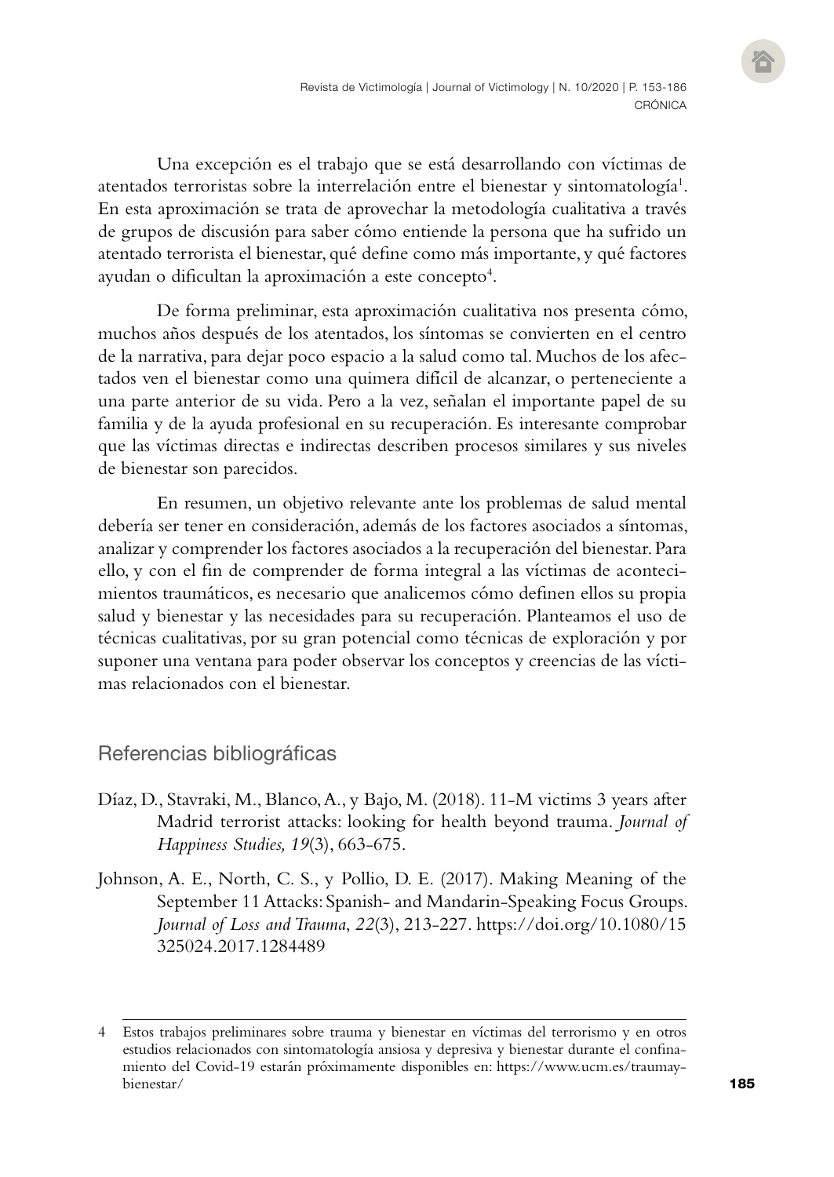Una excepción es el trabajo que se está desarrollando con víctimas de atentados terroristas sobre la interrelación entre el bienestar y sintomatología[1]. En esta aproximación se trata de aprovechar la metodología cualitativa a través de grupos de discusión para saber cómo entiende la persona que ha sufrido un atentado terrorista el bienestar, qué define como más importante, y qué factores ayudan o dificultan la aproximación a este concepto[4].

De forma preliminar, esta aproximación cualitativa nos presenta cómo, muchos años después de los atentados, los síntomas se convierten en el centro de la narrativa, para dejar poco espacio a la salud como tal. Muchos de los afectados ven el bienestar como una quimera difícil de alcanzar, o perteneciente a una parte anterior de su vida. Pero a la vez, señalan el importante papel de su familia y de la ayuda profesional en su recuperación. Es interesante comprobar que las víctimas directas e indirectas describen procesos similares y sus niveles de bienestar son parecidos.

En resumen, un objetivo relevante ante los problemas de salud mental debería ser tener en consideración, además de los factores asociados a síntomas, analizar y comprender los factores asociados a la recuperación del bienestar. Para ello, y con el fin de comprender de forma integral a las víctimas de acontecimientos traumáticos, es necesario que analicemos cómo definen ellos su propia salud y bienestar y las necesidades para su recuperación. Planteamos el uso de técnicas cualitativas, por su gran potencial como técnicas de exploración y por suponer una ventana para poder observar los conceptos y creencias de las víctimas relacionados con el bienestar.

## Referencias bibliográficas

Díaz, D., Stavraki, M., Blanco, A., y Bajo, M. (2018). 11-M victims 3 years after Madrid terrorist attacks: looking for health beyond trauma. *Journal of Happiness Studies, 19*(3), 663-675.

Johnson, A. E., North, C. S., y Pollio, D. E. (2017). Making Meaning of the September 11 Attacks: Spanish- and Mandarin-Speaking Focus Groups. *Journal of Loss and Trauma*, *22*(3), 213-227. https://doi.org/10.1080/15325024.2017.1284489

---

4 Estos trabajos preliminares sobre trauma y bienestar en víctimas del terrorismo y en otros estudios relacionados con sintomatología ansiosa y depresiva y bienestar durante el confinamiento del Covid-19 estarán próximamente disponibles en: https://www.ucm.es/traumaybienestar/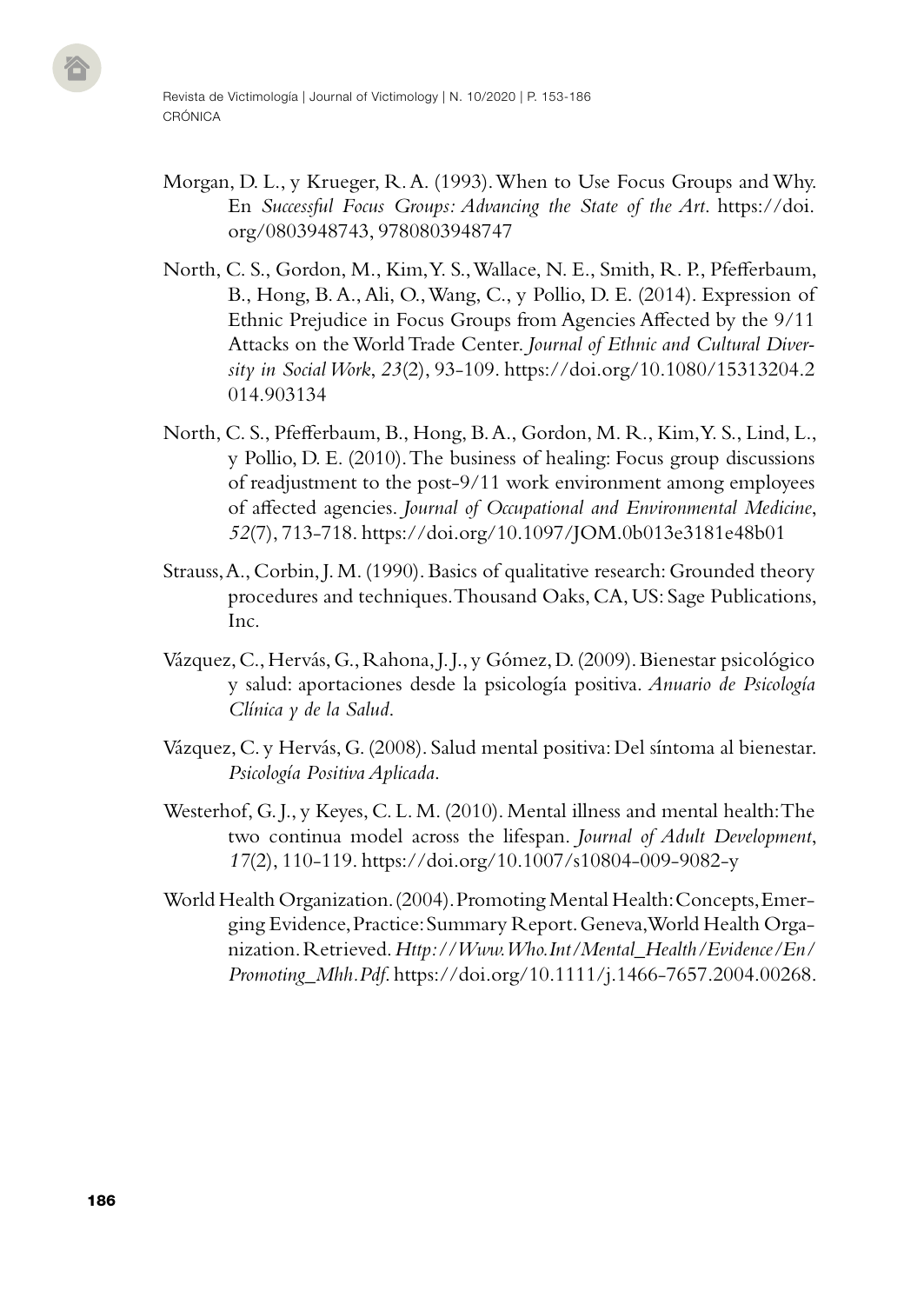Morgan, D. L., y Krueger, R. A. (1993). When to Use Focus Groups and Why. En *Successful Focus Groups: Advancing the State of the Art*. https://doi.org/0803948743, 9780803948747

North, C. S., Gordon, M., Kim, Y. S., Wallace, N. E., Smith, R. P., Pfefferbaum, B., Hong, B. A., Ali, O., Wang, C., y Pollio, D. E. (2014). Expression of Ethnic Prejudice in Focus Groups from Agencies Affected by the 9/11 Attacks on the World Trade Center. *Journal of Ethnic and Cultural Diversity in Social Work*, *23*(2), 93-109. https://doi.org/10.1080/15313204.2014.903134

North, C. S., Pfefferbaum, B., Hong, B. A., Gordon, M. R., Kim, Y. S., Lind, L., y Pollio, D. E. (2010). The business of healing: Focus group discussions of readjustment to the post-9/11 work environment among employees of affected agencies. *Journal of Occupational and Environmental Medicine*, *52*(7), 713-718. https://doi.org/10.1097/JOM.0b013e3181e48b01

Strauss, A., Corbin, J. M. (1990). Basics of qualitative research: Grounded theory procedures and techniques. Thousand Oaks, CA, US: Sage Publications, Inc.

Vázquez, C., Hervás, G., Rahona, J. J., y Gómez, D. (2009). Bienestar psicológico y salud: aportaciones desde la psicología positiva. *Anuario de Psicología Clínica y de la Salud*.

Vázquez, C. y Hervás, G. (2008). Salud mental positiva: Del síntoma al bienestar. *Psicología Positiva Aplicada*.

Westerhof, G. J., y Keyes, C. L. M. (2010). Mental illness and mental health: The two continua model across the lifespan. *Journal of Adult Development*, *17*(2), 110-119. https://doi.org/10.1007/s10804-009-9082-y

World Health Organization. (2004). Promoting Mental Health: Concepts, Emerging Evidence, Practice: Summary Report. Geneva, World Health Organization. Retrieved. *Http://Www.Who.Int/Mental_Health/Evidence/En/Promoting_Mhh.Pdf*. https://doi.org/10.1111/j.1466-7657.2004.00268.